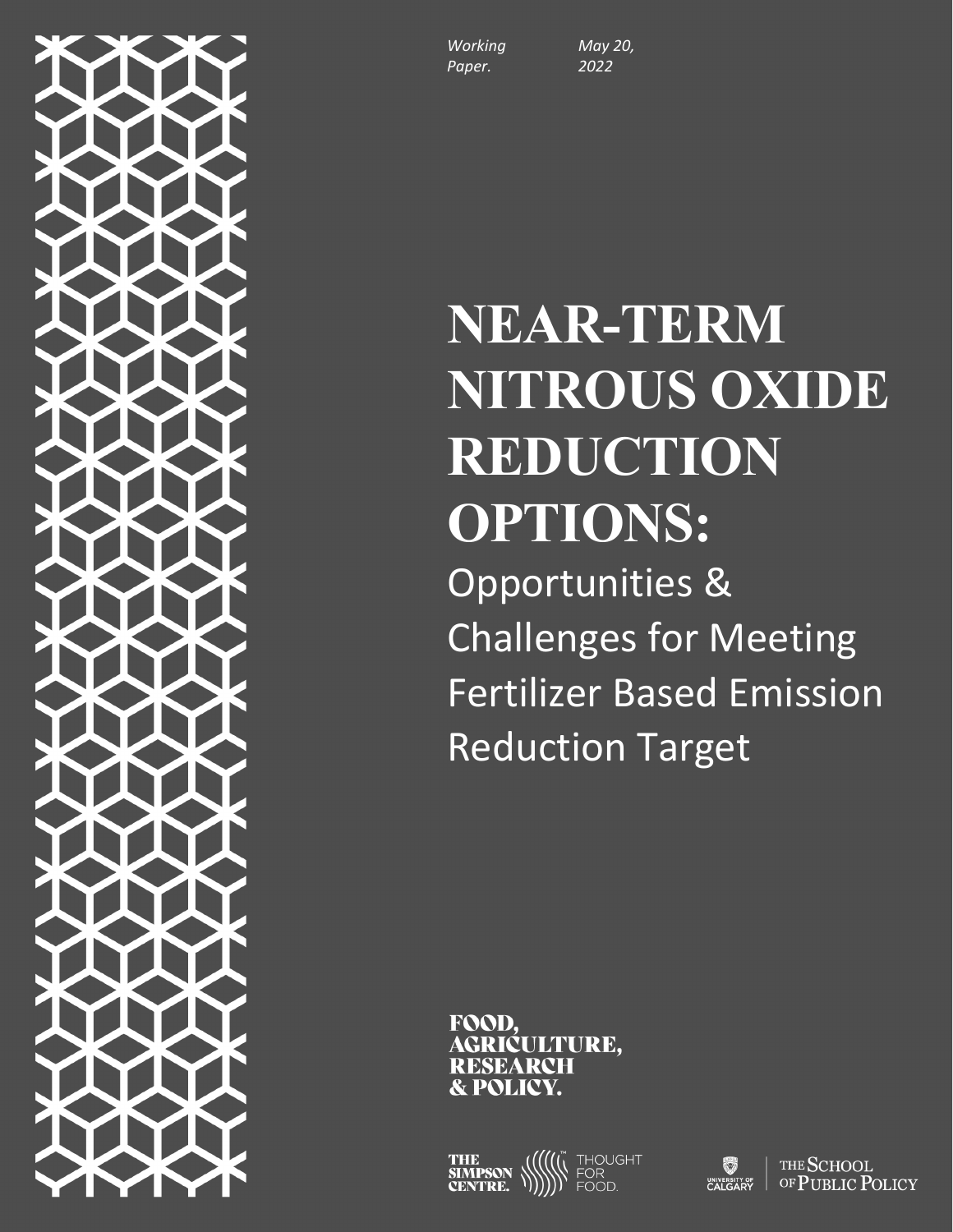*Working Paper.* *May 20, 2022*

# NEAR-TERM NITROUS OXIDE REDUCTION OPTIONS:

## Opportunities & Challenges for Meeting Fertilizer Based Emission Reduction Target

FOOD, AGRICULTURE, RESEARCH & POLICY.

THE SIMPSON CENTRE. THOUGHT FOR FOOD.

UNIVERSITY OF CALGARY | THE SCHOOL OF PUBLIC POLICY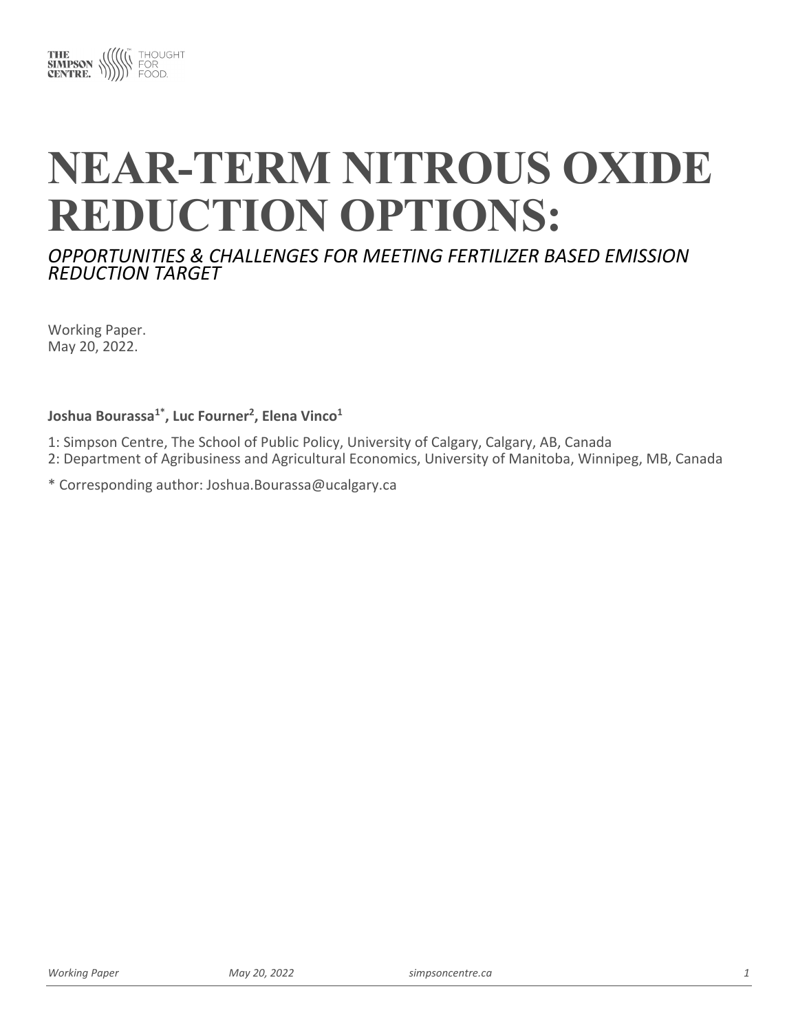# NEAR-TERM NITROUS OXIDE REDUCTION OPTIONS:

*OPPORTUNITIES & CHALLENGES FOR MEETING FERTILIZER BASED EMISSION REDUCTION TARGET*

Working Paper.
May 20, 2022.

**Joshua Bourassa[1*], Luc Fourner[2], Elena Vinco[1]**

1: Simpson Centre, The School of Public Policy, University of Calgary, Calgary, AB, Canada
2: Department of Agribusiness and Agricultural Economics, University of Manitoba, Winnipeg, MB, Canada

* Corresponding author: Joshua.Bourassa@ucalgary.ca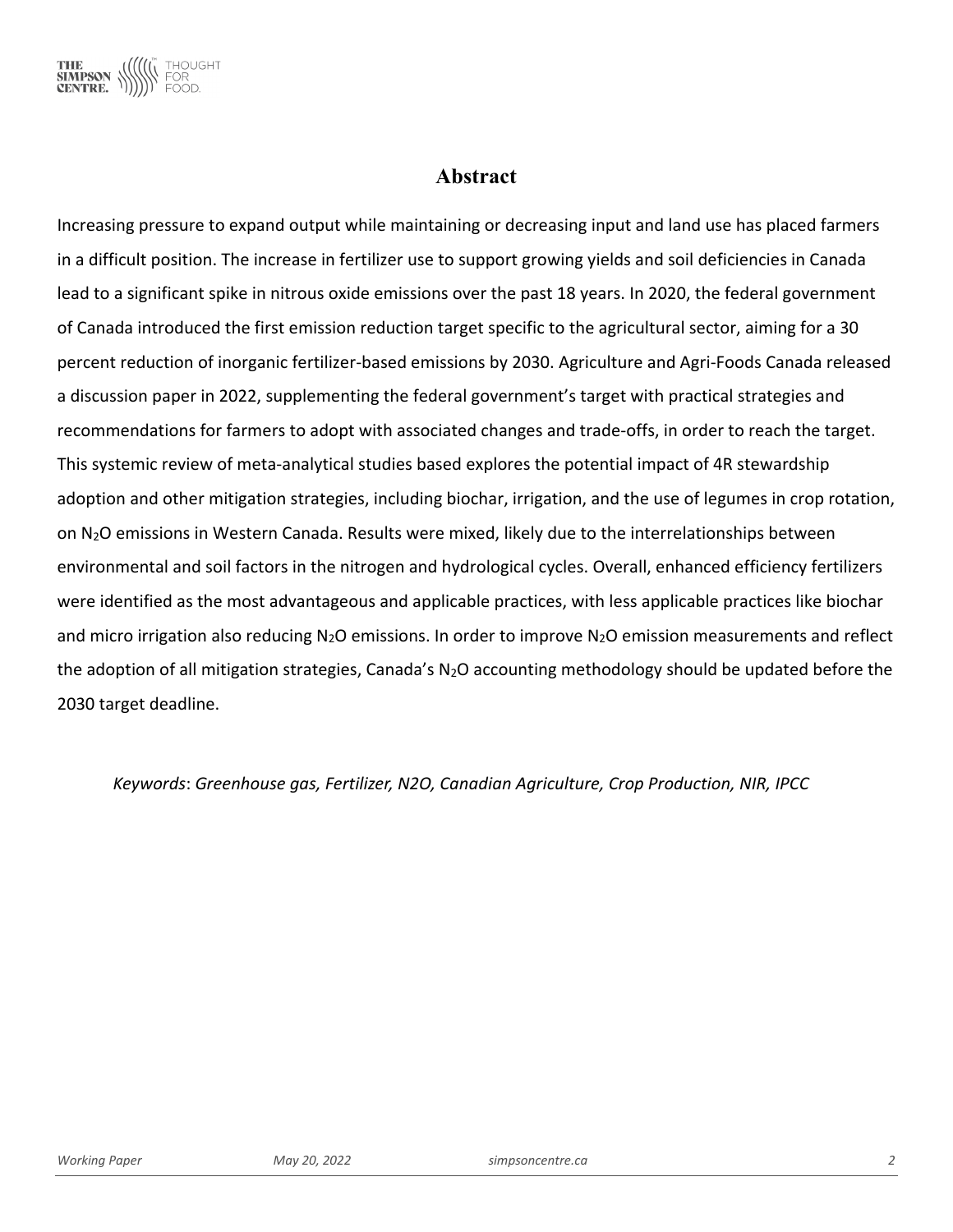# Abstract

Increasing pressure to expand output while maintaining or decreasing input and land use has placed farmers in a difficult position. The increase in fertilizer use to support growing yields and soil deficiencies in Canada lead to a significant spike in nitrous oxide emissions over the past 18 years. In 2020, the federal government of Canada introduced the first emission reduction target specific to the agricultural sector, aiming for a 30 percent reduction of inorganic fertilizer-based emissions by 2030. Agriculture and Agri-Foods Canada released a discussion paper in 2022, supplementing the federal government's target with practical strategies and recommendations for farmers to adopt with associated changes and trade-offs, in order to reach the target. This systemic review of meta-analytical studies based explores the potential impact of 4R stewardship adoption and other mitigation strategies, including biochar, irrigation, and the use of legumes in crop rotation, on $N_2O$ emissions in Western Canada. Results were mixed, likely due to the interrelationships between environmental and soil factors in the nitrogen and hydrological cycles. Overall, enhanced efficiency fertilizers were identified as the most advantageous and applicable practices, with less applicable practices like biochar and micro irrigation also reducing $N_2O$ emissions. In order to improve $N_2O$ emission measurements and reflect the adoption of all mitigation strategies, Canada's $N_2O$ accounting methodology should be updated before the 2030 target deadline.

*Keywords*: *Greenhouse gas, Fertilizer, N2O, Canadian Agriculture, Crop Production, NIR, IPCC*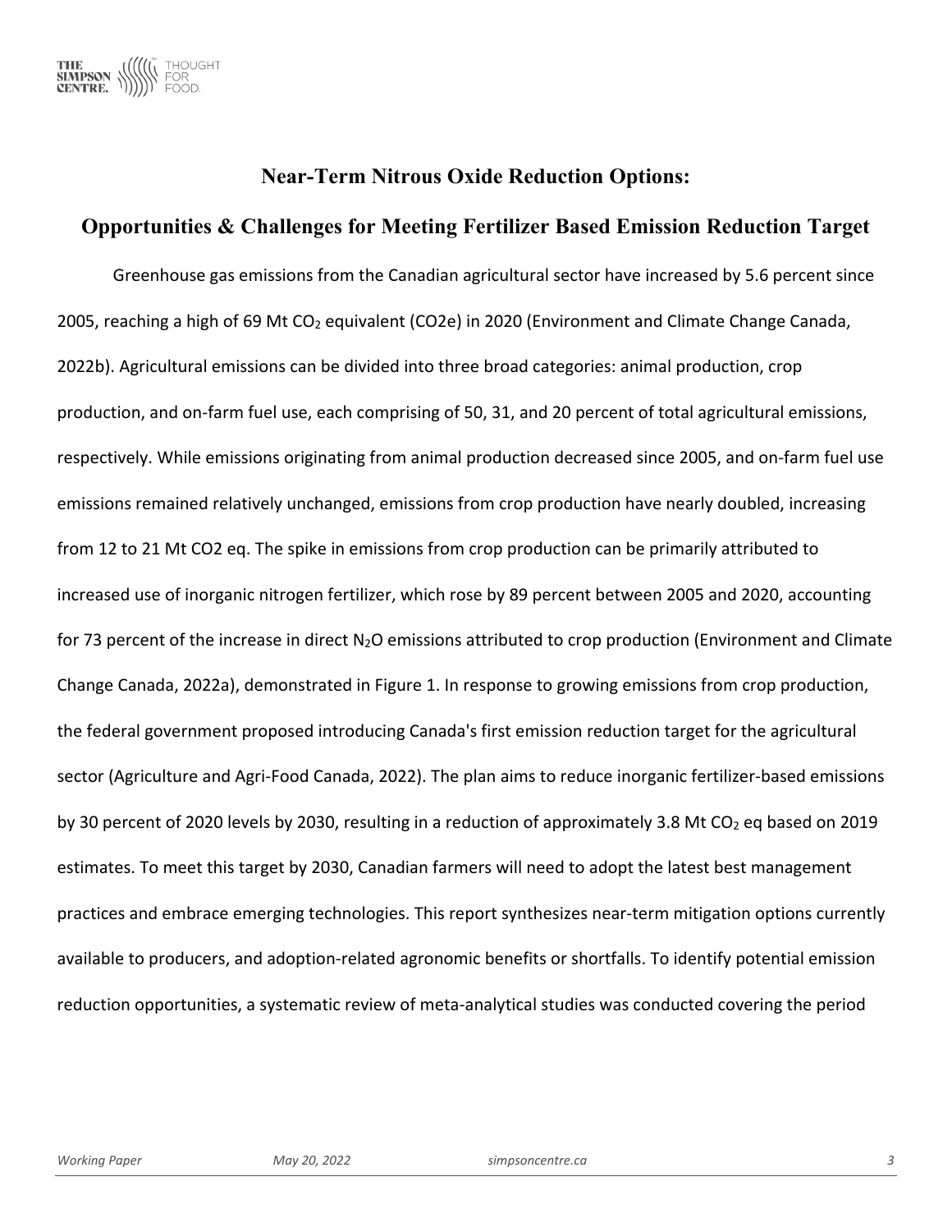## Near-Term Nitrous Oxide Reduction Options:

## Opportunities & Challenges for Meeting Fertilizer Based Emission Reduction Target

Greenhouse gas emissions from the Canadian agricultural sector have increased by 5.6 percent since 2005, reaching a high of 69 Mt $CO_2$ equivalent (CO2e) in 2020 (Environment and Climate Change Canada, 2022b). Agricultural emissions can be divided into three broad categories: animal production, crop production, and on-farm fuel use, each comprising of 50, 31, and 20 percent of total agricultural emissions, respectively. While emissions originating from animal production decreased since 2005, and on-farm fuel use emissions remained relatively unchanged, emissions from crop production have nearly doubled, increasing from 12 to 21 Mt CO2 eq. The spike in emissions from crop production can be primarily attributed to increased use of inorganic nitrogen fertilizer, which rose by 89 percent between 2005 and 2020, accounting for 73 percent of the increase in direct $N_2O$ emissions attributed to crop production (Environment and Climate Change Canada, 2022a), demonstrated in Figure 1. In response to growing emissions from crop production, the federal government proposed introducing Canada's first emission reduction target for the agricultural sector (Agriculture and Agri-Food Canada, 2022). The plan aims to reduce inorganic fertilizer-based emissions by 30 percent of 2020 levels by 2030, resulting in a reduction of approximately 3.8 Mt $CO_2$ eq based on 2019 estimates. To meet this target by 2030, Canadian farmers will need to adopt the latest best management practices and embrace emerging technologies. This report synthesizes near-term mitigation options currently available to producers, and adoption-related agronomic benefits or shortfalls. To identify potential emission reduction opportunities, a systematic review of meta-analytical studies was conducted covering the period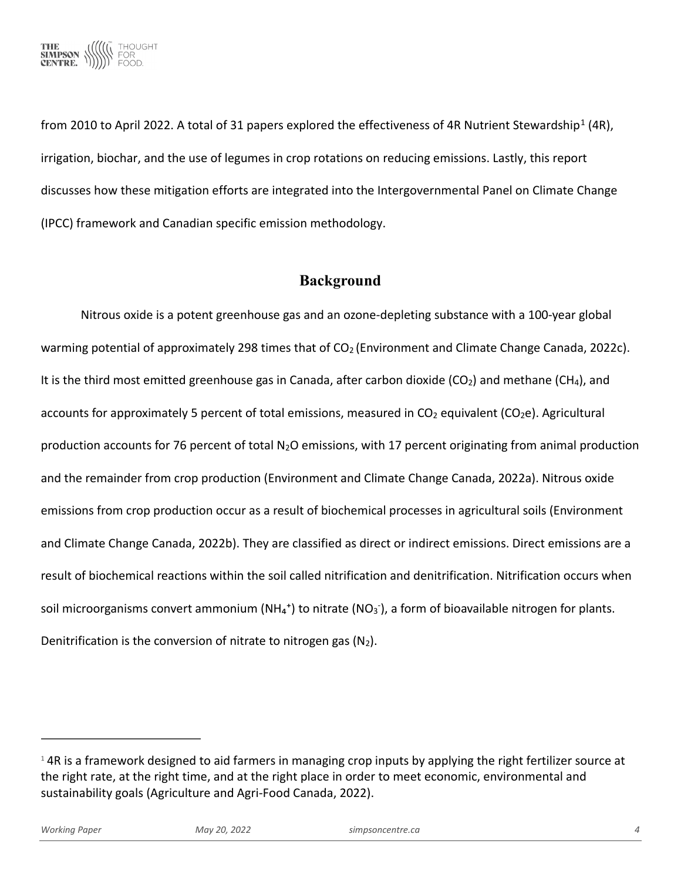from 2010 to April 2022. A total of 31 papers explored the effectiveness of 4R Nutrient Stewardship[1] (4R), irrigation, biochar, and the use of legumes in crop rotations on reducing emissions. Lastly, this report discusses how these mitigation efforts are integrated into the Intergovernmental Panel on Climate Change (IPCC) framework and Canadian specific emission methodology.

## Background

Nitrous oxide is a potent greenhouse gas and an ozone-depleting substance with a 100-year global warming potential of approximately 298 times that of $CO_2$ (Environment and Climate Change Canada, 2022c). It is the third most emitted greenhouse gas in Canada, after carbon dioxide ($CO_2$) and methane ($CH_4$), and accounts for approximately 5 percent of total emissions, measured in $CO_2$ equivalent ($CO_2e$). Agricultural production accounts for 76 percent of total $N_2O$ emissions, with 17 percent originating from animal production and the remainder from crop production (Environment and Climate Change Canada, 2022a). Nitrous oxide emissions from crop production occur as a result of biochemical processes in agricultural soils (Environment and Climate Change Canada, 2022b). They are classified as direct or indirect emissions. Direct emissions are a result of biochemical reactions within the soil called nitrification and denitrification. Nitrification occurs when soil microorganisms convert ammonium ($NH_4^+$) to nitrate ($NO_3^-$), a form of bioavailable nitrogen for plants. Denitrification is the conversion of nitrate to nitrogen gas ($N_2$).

---

[1] 4R is a framework designed to aid farmers in managing crop inputs by applying the right fertilizer source at the right rate, at the right time, and at the right place in order to meet economic, environmental and sustainability goals (Agriculture and Agri-Food Canada, 2022).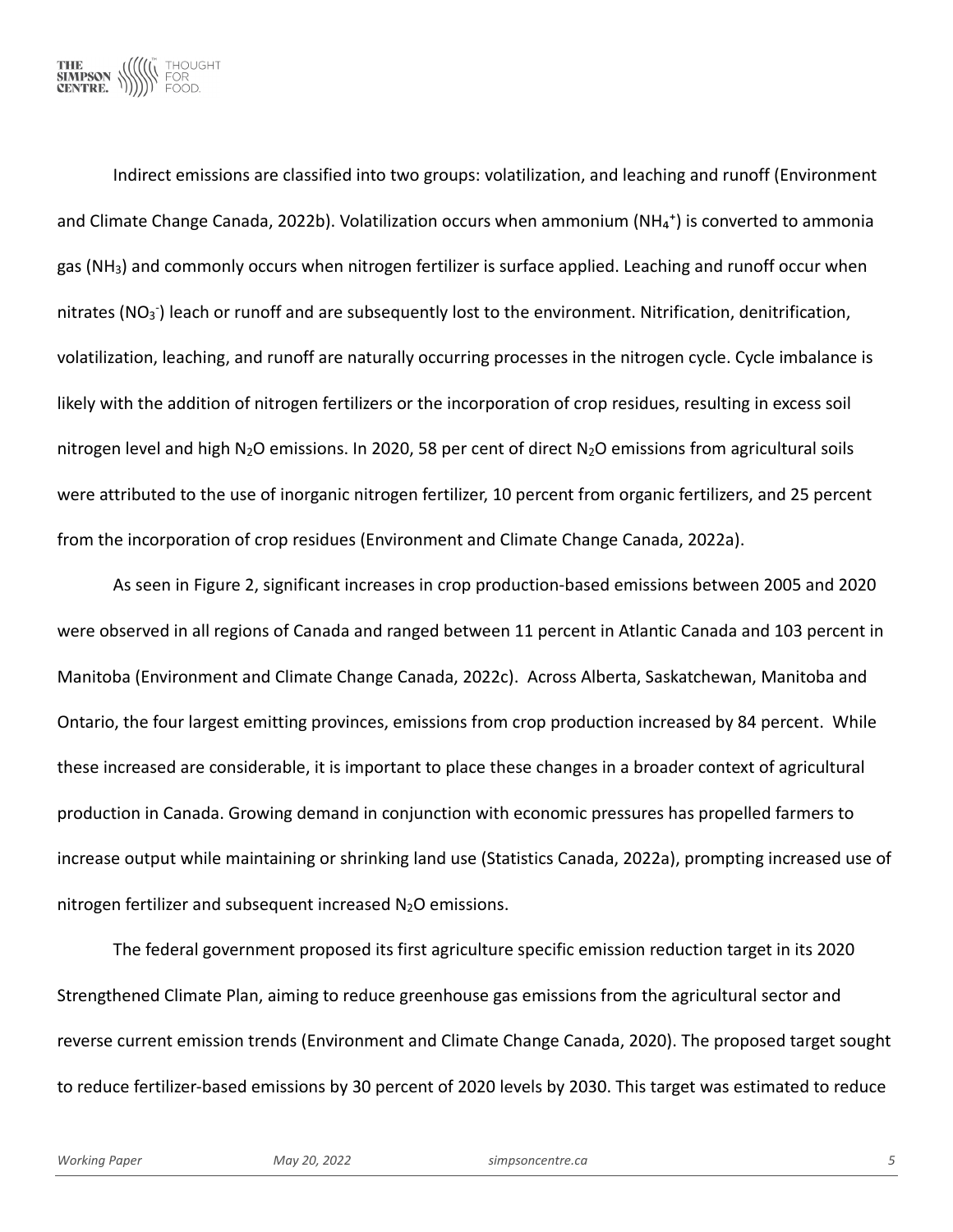Indirect emissions are classified into two groups: volatilization, and leaching and runoff (Environment and Climate Change Canada, 2022b). Volatilization occurs when ammonium ($NH_4^+$) is converted to ammonia gas ($NH_3$) and commonly occurs when nitrogen fertilizer is surface applied. Leaching and runoff occur when nitrates ($NO_3^-$) leach or runoff and are subsequently lost to the environment. Nitrification, denitrification, volatilization, leaching, and runoff are naturally occurring processes in the nitrogen cycle. Cycle imbalance is likely with the addition of nitrogen fertilizers or the incorporation of crop residues, resulting in excess soil nitrogen level and high $N_2O$ emissions. In 2020, 58 per cent of direct $N_2O$ emissions from agricultural soils were attributed to the use of inorganic nitrogen fertilizer, 10 percent from organic fertilizers, and 25 percent from the incorporation of crop residues (Environment and Climate Change Canada, 2022a).

As seen in Figure 2, significant increases in crop production-based emissions between 2005 and 2020 were observed in all regions of Canada and ranged between 11 percent in Atlantic Canada and 103 percent in Manitoba (Environment and Climate Change Canada, 2022c). Across Alberta, Saskatchewan, Manitoba and Ontario, the four largest emitting provinces, emissions from crop production increased by 84 percent. While these increased are considerable, it is important to place these changes in a broader context of agricultural production in Canada. Growing demand in conjunction with economic pressures has propelled farmers to increase output while maintaining or shrinking land use (Statistics Canada, 2022a), prompting increased use of nitrogen fertilizer and subsequent increased $N_2O$ emissions.

The federal government proposed its first agriculture specific emission reduction target in its 2020 Strengthened Climate Plan, aiming to reduce greenhouse gas emissions from the agricultural sector and reverse current emission trends (Environment and Climate Change Canada, 2020). The proposed target sought to reduce fertilizer-based emissions by 30 percent of 2020 levels by 2030. This target was estimated to reduce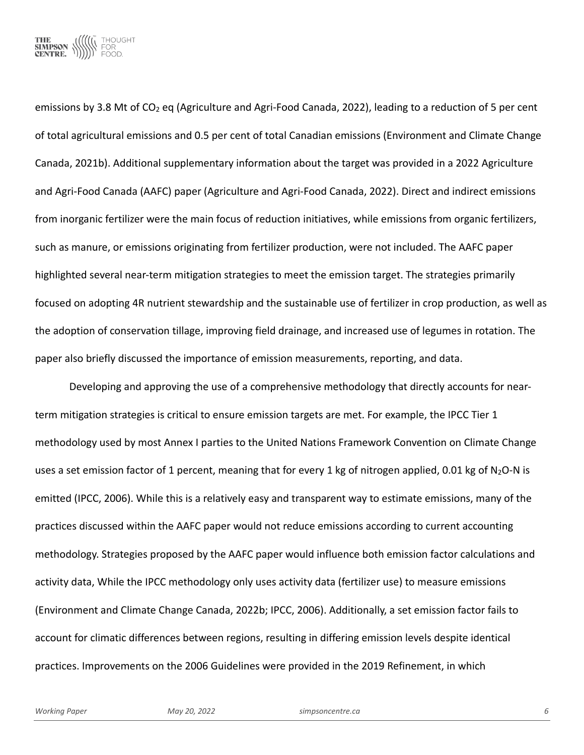emissions by 3.8 Mt of $CO_2$ eq (Agriculture and Agri-Food Canada, 2022), leading to a reduction of 5 per cent of total agricultural emissions and 0.5 per cent of total Canadian emissions (Environment and Climate Change Canada, 2021b). Additional supplementary information about the target was provided in a 2022 Agriculture and Agri-Food Canada (AAFC) paper (Agriculture and Agri-Food Canada, 2022). Direct and indirect emissions from inorganic fertilizer were the main focus of reduction initiatives, while emissions from organic fertilizers, such as manure, or emissions originating from fertilizer production, were not included. The AAFC paper highlighted several near-term mitigation strategies to meet the emission target. The strategies primarily focused on adopting 4R nutrient stewardship and the sustainable use of fertilizer in crop production, as well as the adoption of conservation tillage, improving field drainage, and increased use of legumes in rotation. The paper also briefly discussed the importance of emission measurements, reporting, and data.

Developing and approving the use of a comprehensive methodology that directly accounts for near-term mitigation strategies is critical to ensure emission targets are met. For example, the IPCC Tier 1 methodology used by most Annex I parties to the United Nations Framework Convention on Climate Change uses a set emission factor of 1 percent, meaning that for every 1 kg of nitrogen applied, 0.01 kg of $N_2O$-N is emitted (IPCC, 2006). While this is a relatively easy and transparent way to estimate emissions, many of the practices discussed within the AAFC paper would not reduce emissions according to current accounting methodology. Strategies proposed by the AAFC paper would influence both emission factor calculations and activity data, While the IPCC methodology only uses activity data (fertilizer use) to measure emissions (Environment and Climate Change Canada, 2022b; IPCC, 2006). Additionally, a set emission factor fails to account for climatic differences between regions, resulting in differing emission levels despite identical practices. Improvements on the 2006 Guidelines were provided in the 2019 Refinement, in which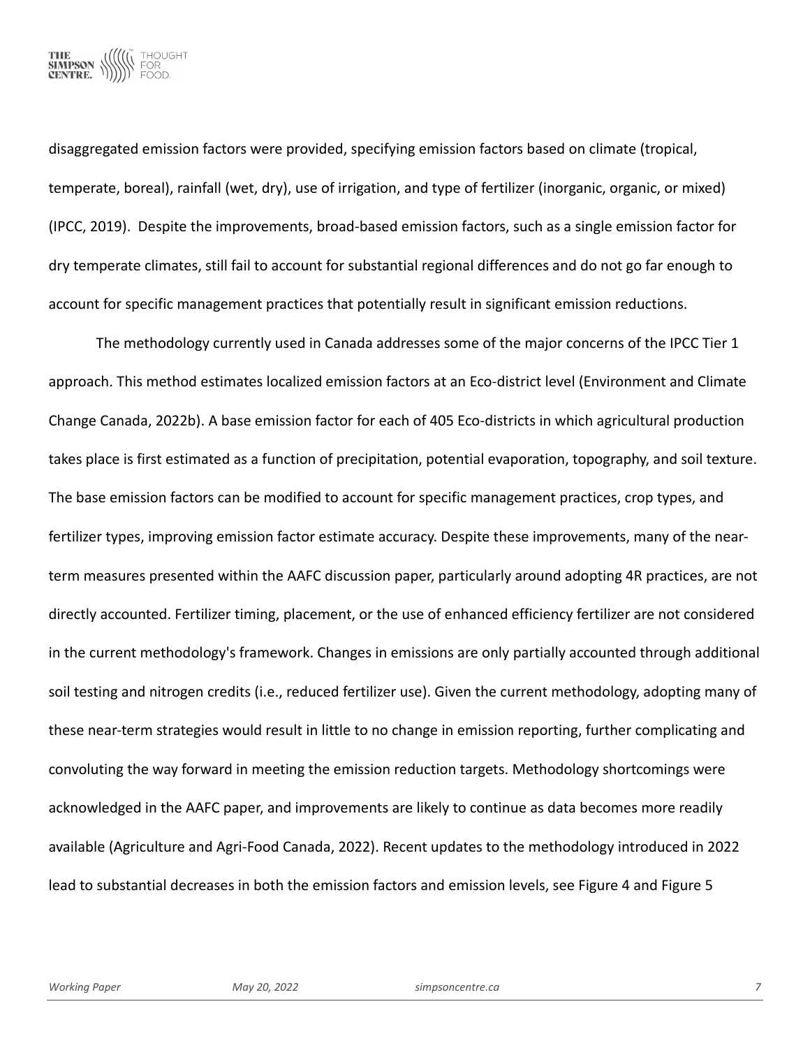disaggregated emission factors were provided, specifying emission factors based on climate (tropical, temperate, boreal), rainfall (wet, dry), use of irrigation, and type of fertilizer (inorganic, organic, or mixed) (IPCC, 2019). Despite the improvements, broad-based emission factors, such as a single emission factor for dry temperate climates, still fail to account for substantial regional differences and do not go far enough to account for specific management practices that potentially result in significant emission reductions.

The methodology currently used in Canada addresses some of the major concerns of the IPCC Tier 1 approach. This method estimates localized emission factors at an Eco-district level (Environment and Climate Change Canada, 2022b). A base emission factor for each of 405 Eco-districts in which agricultural production takes place is first estimated as a function of precipitation, potential evaporation, topography, and soil texture. The base emission factors can be modified to account for specific management practices, crop types, and fertilizer types, improving emission factor estimate accuracy. Despite these improvements, many of the near-term measures presented within the AAFC discussion paper, particularly around adopting 4R practices, are not directly accounted. Fertilizer timing, placement, or the use of enhanced efficiency fertilizer are not considered in the current methodology's framework. Changes in emissions are only partially accounted through additional soil testing and nitrogen credits (i.e., reduced fertilizer use). Given the current methodology, adopting many of these near-term strategies would result in little to no change in emission reporting, further complicating and convoluting the way forward in meeting the emission reduction targets. Methodology shortcomings were acknowledged in the AAFC paper, and improvements are likely to continue as data becomes more readily available (Agriculture and Agri-Food Canada, 2022). Recent updates to the methodology introduced in 2022 lead to substantial decreases in both the emission factors and emission levels, see Figure 4 and Figure 5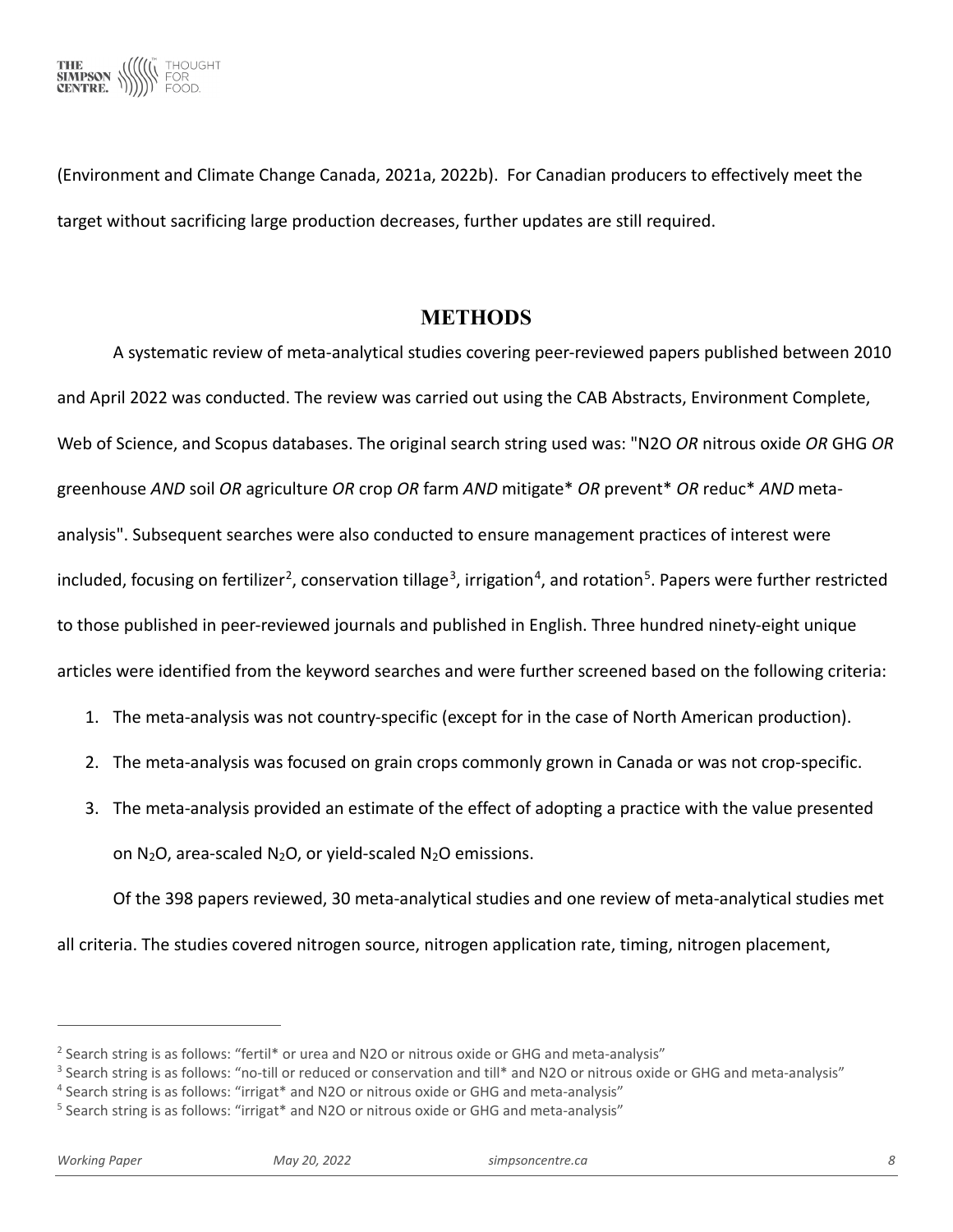(Environment and Climate Change Canada, 2021a, 2022b). For Canadian producers to effectively meet the target without sacrificing large production decreases, further updates are still required.

## METHODS

A systematic review of meta-analytical studies covering peer-reviewed papers published between 2010 and April 2022 was conducted. The review was carried out using the CAB Abstracts, Environment Complete, Web of Science, and Scopus databases. The original search string used was: "N2O *OR* nitrous oxide *OR* GHG *OR* greenhouse *AND* soil *OR* agriculture *OR* crop *OR* farm *AND* mitigate* *OR* prevent* *OR* reduc* *AND* meta-analysis". Subsequent searches were also conducted to ensure management practices of interest were included, focusing on fertilizer[2], conservation tillage[3], irrigation[4], and rotation[5]. Papers were further restricted to those published in peer-reviewed journals and published in English. Three hundred ninety-eight unique articles were identified from the keyword searches and were further screened based on the following criteria:

1. The meta-analysis was not country-specific (except for in the case of North American production).
2. The meta-analysis was focused on grain crops commonly grown in Canada or was not crop-specific.
3. The meta-analysis provided an estimate of the effect of adopting a practice with the value presented on $N_2O$, area-scaled $N_2O$, or yield-scaled $N_2O$ emissions.

Of the 398 papers reviewed, 30 meta-analytical studies and one review of meta-analytical studies met all criteria. The studies covered nitrogen source, nitrogen application rate, timing, nitrogen placement,

---

[2] Search string is as follows: "fertil* or urea and N2O or nitrous oxide or GHG and meta-analysis"

[3] Search string is as follows: "no-till or reduced or conservation and till* and N2O or nitrous oxide or GHG and meta-analysis"

[4] Search string is as follows: "irrigat* and N2O or nitrous oxide or GHG and meta-analysis"

[5] Search string is as follows: "irrigat* and N2O or nitrous oxide or GHG and meta-analysis"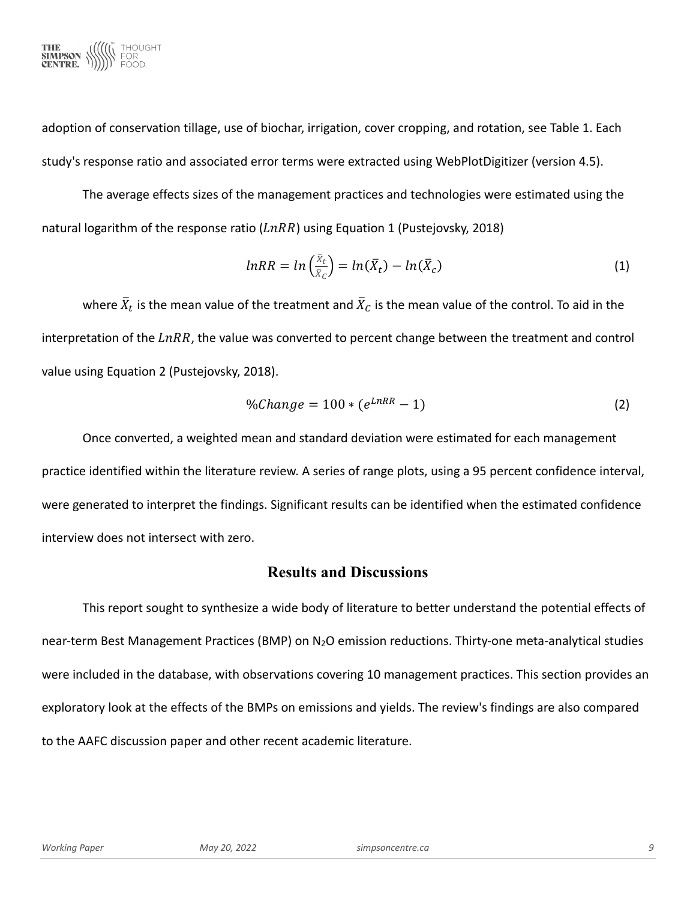adoption of conservation tillage, use of biochar, irrigation, cover cropping, and rotation, see Table 1. Each study's response ratio and associated error terms were extracted using WebPlotDigitizer (version 4.5).

The average effects sizes of the management practices and technologies were estimated using the natural logarithm of the response ratio ($LnRR$) using Equation 1 (Pustejovsky, 2018)

$$lnRR = ln\left(\frac{\bar{X}_t}{\bar{X}_C}\right) = ln(\bar{X}_t) - ln(\bar{X}_c) \tag{1}$$

where $\bar{X}_t$ is the mean value of the treatment and $\bar{X}_C$ is the mean value of the control. To aid in the interpretation of the $LnRR$, the value was converted to percent change between the treatment and control value using Equation 2 (Pustejovsky, 2018).

$$\%Change = 100 * (e^{LnRR} - 1) \tag{2}$$

Once converted, a weighted mean and standard deviation were estimated for each management practice identified within the literature review. A series of range plots, using a 95 percent confidence interval, were generated to interpret the findings. Significant results can be identified when the estimated confidence interview does not intersect with zero.

## Results and Discussions

This report sought to synthesize a wide body of literature to better understand the potential effects of near-term Best Management Practices (BMP) on $N_2O$ emission reductions. Thirty-one meta-analytical studies were included in the database, with observations covering 10 management practices. This section provides an exploratory look at the effects of the BMPs on emissions and yields. The review's findings are also compared to the AAFC discussion paper and other recent academic literature.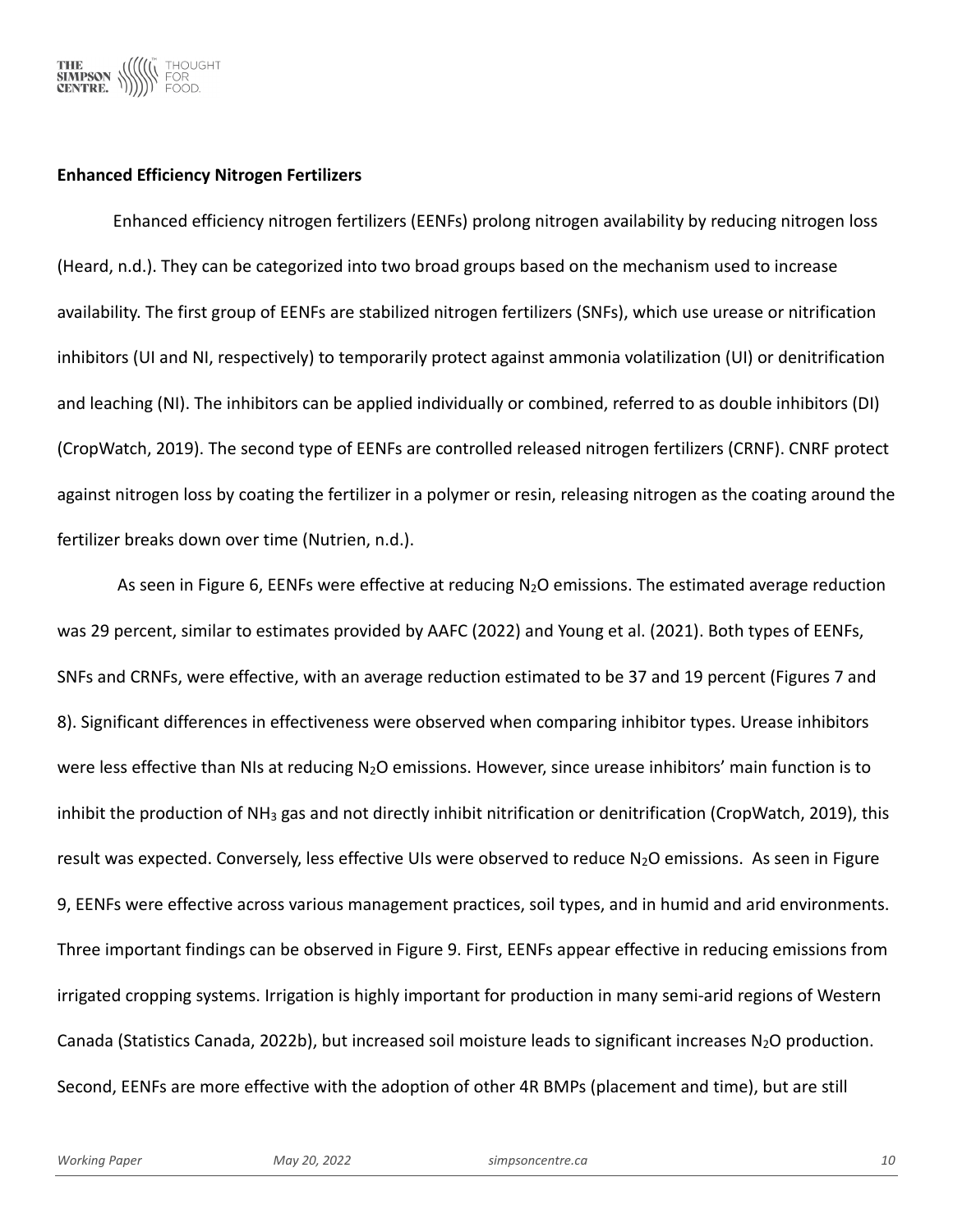**Enhanced Efficiency Nitrogen Fertilizers**

Enhanced efficiency nitrogen fertilizers (EENFs) prolong nitrogen availability by reducing nitrogen loss (Heard, n.d.). They can be categorized into two broad groups based on the mechanism used to increase availability. The first group of EENFs are stabilized nitrogen fertilizers (SNFs), which use urease or nitrification inhibitors (UI and NI, respectively) to temporarily protect against ammonia volatilization (UI) or denitrification and leaching (NI). The inhibitors can be applied individually or combined, referred to as double inhibitors (DI) (CropWatch, 2019). The second type of EENFs are controlled released nitrogen fertilizers (CRNF). CNRF protect against nitrogen loss by coating the fertilizer in a polymer or resin, releasing nitrogen as the coating around the fertilizer breaks down over time (Nutrien, n.d.).

As seen in Figure 6, EENFs were effective at reducing $N_2O$ emissions. The estimated average reduction was 29 percent, similar to estimates provided by AAFC (2022) and Young et al. (2021). Both types of EENFs, SNFs and CRNFs, were effective, with an average reduction estimated to be 37 and 19 percent (Figures 7 and 8). Significant differences in effectiveness were observed when comparing inhibitor types. Urease inhibitors were less effective than NIs at reducing $N_2O$ emissions. However, since urease inhibitors' main function is to inhibit the production of $NH_3$ gas and not directly inhibit nitrification or denitrification (CropWatch, 2019), this result was expected. Conversely, less effective UIs were observed to reduce $N_2O$ emissions. As seen in Figure 9, EENFs were effective across various management practices, soil types, and in humid and arid environments. Three important findings can be observed in Figure 9. First, EENFs appear effective in reducing emissions from irrigated cropping systems. Irrigation is highly important for production in many semi-arid regions of Western Canada (Statistics Canada, 2022b), but increased soil moisture leads to significant increases $N_2O$ production. Second, EENFs are more effective with the adoption of other 4R BMPs (placement and time), but are still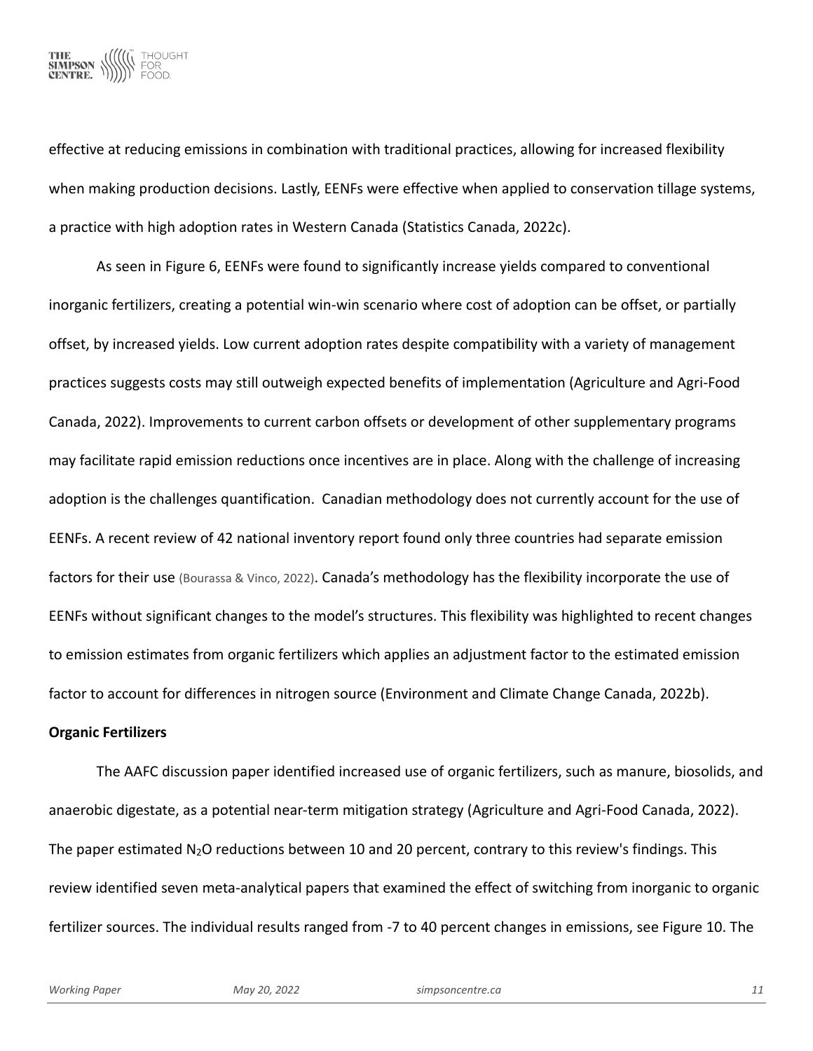effective at reducing emissions in combination with traditional practices, allowing for increased flexibility when making production decisions. Lastly, EENFs were effective when applied to conservation tillage systems, a practice with high adoption rates in Western Canada (Statistics Canada, 2022c).

As seen in Figure 6, EENFs were found to significantly increase yields compared to conventional inorganic fertilizers, creating a potential win-win scenario where cost of adoption can be offset, or partially offset, by increased yields. Low current adoption rates despite compatibility with a variety of management practices suggests costs may still outweigh expected benefits of implementation (Agriculture and Agri-Food Canada, 2022). Improvements to current carbon offsets or development of other supplementary programs may facilitate rapid emission reductions once incentives are in place. Along with the challenge of increasing adoption is the challenges quantification. Canadian methodology does not currently account for the use of EENFs. A recent review of 42 national inventory report found only three countries had separate emission factors for their use (Bourassa & Vinco, 2022). Canada's methodology has the flexibility incorporate the use of EENFs without significant changes to the model's structures. This flexibility was highlighted to recent changes to emission estimates from organic fertilizers which applies an adjustment factor to the estimated emission factor to account for differences in nitrogen source (Environment and Climate Change Canada, 2022b).

**Organic Fertilizers**

The AAFC discussion paper identified increased use of organic fertilizers, such as manure, biosolids, and anaerobic digestate, as a potential near-term mitigation strategy (Agriculture and Agri-Food Canada, 2022). The paper estimated $N_2O$ reductions between 10 and 20 percent, contrary to this review's findings. This review identified seven meta-analytical papers that examined the effect of switching from inorganic to organic fertilizer sources. The individual results ranged from -7 to 40 percent changes in emissions, see Figure 10. The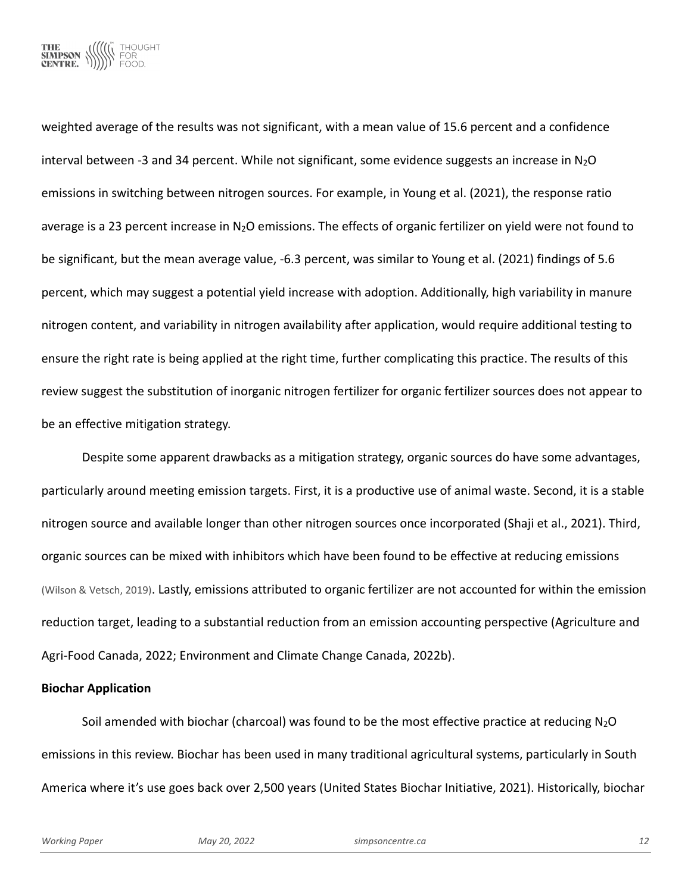weighted average of the results was not significant, with a mean value of 15.6 percent and a confidence interval between -3 and 34 percent. While not significant, some evidence suggests an increase in $N_2O$ emissions in switching between nitrogen sources. For example, in Young et al. (2021), the response ratio average is a 23 percent increase in $N_2O$ emissions. The effects of organic fertilizer on yield were not found to be significant, but the mean average value, -6.3 percent, was similar to Young et al. (2021) findings of 5.6 percent, which may suggest a potential yield increase with adoption. Additionally, high variability in manure nitrogen content, and variability in nitrogen availability after application, would require additional testing to ensure the right rate is being applied at the right time, further complicating this practice. The results of this review suggest the substitution of inorganic nitrogen fertilizer for organic fertilizer sources does not appear to be an effective mitigation strategy.

Despite some apparent drawbacks as a mitigation strategy, organic sources do have some advantages, particularly around meeting emission targets. First, it is a productive use of animal waste. Second, it is a stable nitrogen source and available longer than other nitrogen sources once incorporated (Shaji et al., 2021). Third, organic sources can be mixed with inhibitors which have been found to be effective at reducing emissions (Wilson & Vetsch, 2019). Lastly, emissions attributed to organic fertilizer are not accounted for within the emission reduction target, leading to a substantial reduction from an emission accounting perspective (Agriculture and Agri-Food Canada, 2022; Environment and Climate Change Canada, 2022b).

**Biochar Application**

Soil amended with biochar (charcoal) was found to be the most effective practice at reducing $N_2O$ emissions in this review. Biochar has been used in many traditional agricultural systems, particularly in South America where it's use goes back over 2,500 years (United States Biochar Initiative, 2021). Historically, biochar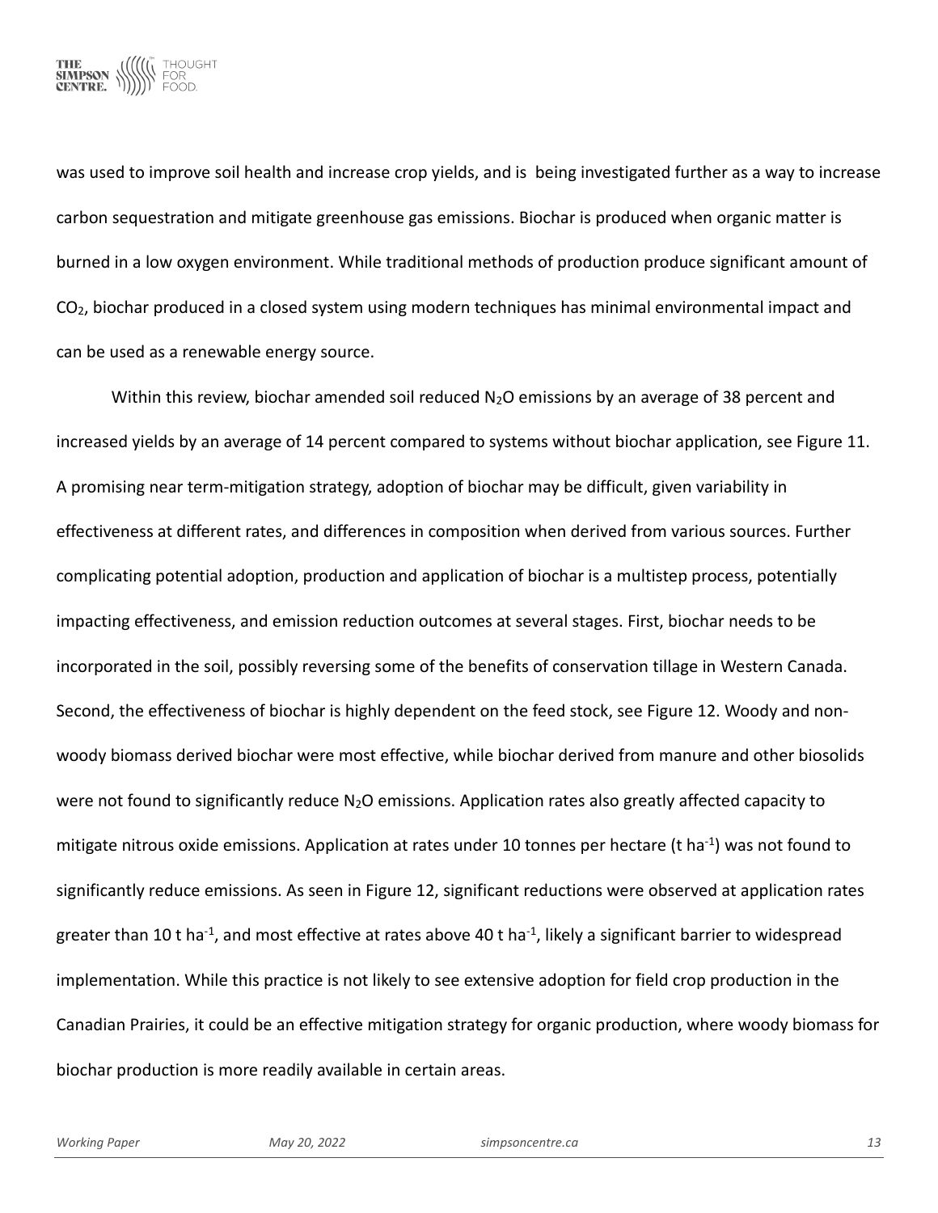was used to improve soil health and increase crop yields, and is being investigated further as a way to increase carbon sequestration and mitigate greenhouse gas emissions. Biochar is produced when organic matter is burned in a low oxygen environment. While traditional methods of production produce significant amount of $CO_2$, biochar produced in a closed system using modern techniques has minimal environmental impact and can be used as a renewable energy source.

Within this review, biochar amended soil reduced $N_2O$ emissions by an average of 38 percent and increased yields by an average of 14 percent compared to systems without biochar application, see Figure 11. A promising near term-mitigation strategy, adoption of biochar may be difficult, given variability in effectiveness at different rates, and differences in composition when derived from various sources. Further complicating potential adoption, production and application of biochar is a multistep process, potentially impacting effectiveness, and emission reduction outcomes at several stages. First, biochar needs to be incorporated in the soil, possibly reversing some of the benefits of conservation tillage in Western Canada. Second, the effectiveness of biochar is highly dependent on the feed stock, see Figure 12. Woody and non-woody biomass derived biochar were most effective, while biochar derived from manure and other biosolids were not found to significantly reduce $N_2O$ emissions. Application rates also greatly affected capacity to mitigate nitrous oxide emissions. Application at rates under 10 tonnes per hectare (t $ha^{-1}$) was not found to significantly reduce emissions. As seen in Figure 12, significant reductions were observed at application rates greater than 10 t $ha^{-1}$, and most effective at rates above 40 t $ha^{-1}$, likely a significant barrier to widespread implementation. While this practice is not likely to see extensive adoption for field crop production in the Canadian Prairies, it could be an effective mitigation strategy for organic production, where woody biomass for biochar production is more readily available in certain areas.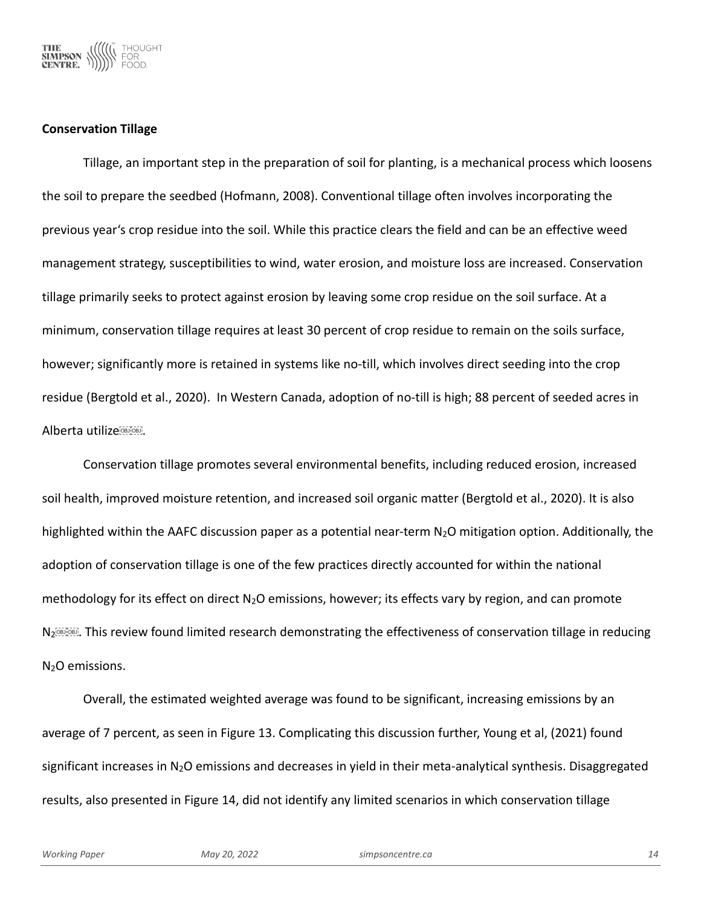**Conservation Tillage**

Tillage, an important step in the preparation of soil for planting, is a mechanical process which loosens the soil to prepare the seedbed (Hofmann, 2008). Conventional tillage often involves incorporating the previous year's crop residue into the soil. While this practice clears the field and can be an effective weed management strategy, susceptibilities to wind, water erosion, and moisture loss are increased. Conservation tillage primarily seeks to protect against erosion by leaving some crop residue on the soil surface. At a minimum, conservation tillage requires at least 30 percent of crop residue to remain on the soils surface, however; significantly more is retained in systems like no-till, which involves direct seeding into the crop residue (Bergtold et al., 2020). In Western Canada, adoption of no-till is high; 88 percent of seeded acres in Alberta utilize.

Conservation tillage promotes several environmental benefits, including reduced erosion, increased soil health, improved moisture retention, and increased soil organic matter (Bergtold et al., 2020). It is also highlighted within the AAFC discussion paper as a potential near-term $N_2O$ mitigation option. Additionally, the adoption of conservation tillage is one of the few practices directly accounted for within the national methodology for its effect on direct $N_2O$ emissions, however; its effects vary by region, and can promote $N_2$. This review found limited research demonstrating the effectiveness of conservation tillage in reducing $N_2O$ emissions.

Overall, the estimated weighted average was found to be significant, increasing emissions by an average of 7 percent, as seen in Figure 13. Complicating this discussion further, Young et al, (2021) found significant increases in $N_2O$ emissions and decreases in yield in their meta-analytical synthesis. Disaggregated results, also presented in Figure 14, did not identify any limited scenarios in which conservation tillage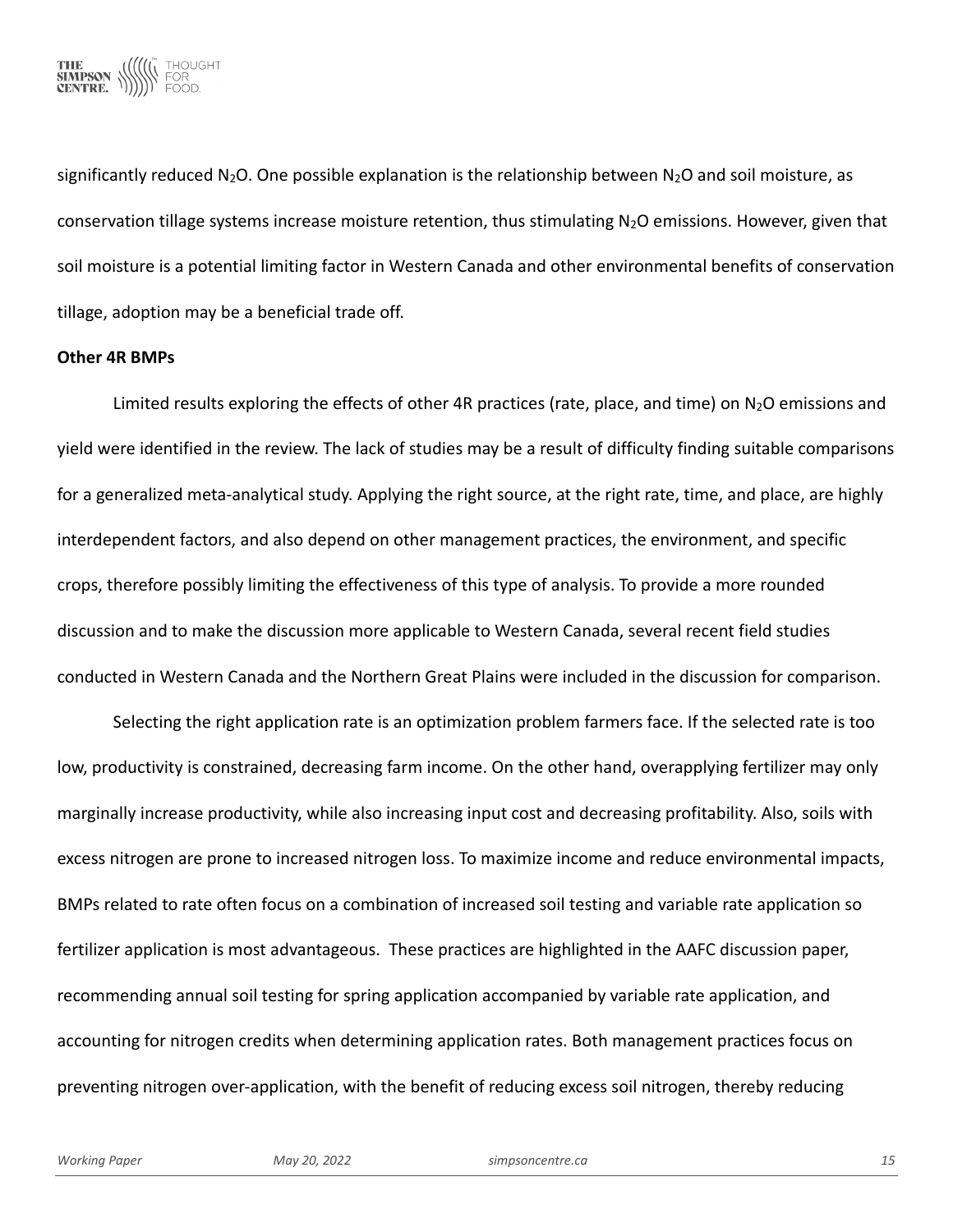significantly reduced $N_2O$. One possible explanation is the relationship between $N_2O$ and soil moisture, as conservation tillage systems increase moisture retention, thus stimulating $N_2O$ emissions. However, given that soil moisture is a potential limiting factor in Western Canada and other environmental benefits of conservation tillage, adoption may be a beneficial trade off.

**Other 4R BMPs**

Limited results exploring the effects of other 4R practices (rate, place, and time) on $N_2O$ emissions and yield were identified in the review. The lack of studies may be a result of difficulty finding suitable comparisons for a generalized meta-analytical study. Applying the right source, at the right rate, time, and place, are highly interdependent factors, and also depend on other management practices, the environment, and specific crops, therefore possibly limiting the effectiveness of this type of analysis. To provide a more rounded discussion and to make the discussion more applicable to Western Canada, several recent field studies conducted in Western Canada and the Northern Great Plains were included in the discussion for comparison.

Selecting the right application rate is an optimization problem farmers face. If the selected rate is too low, productivity is constrained, decreasing farm income. On the other hand, overapplying fertilizer may only marginally increase productivity, while also increasing input cost and decreasing profitability. Also, soils with excess nitrogen are prone to increased nitrogen loss. To maximize income and reduce environmental impacts, BMPs related to rate often focus on a combination of increased soil testing and variable rate application so fertilizer application is most advantageous. These practices are highlighted in the AAFC discussion paper, recommending annual soil testing for spring application accompanied by variable rate application, and accounting for nitrogen credits when determining application rates. Both management practices focus on preventing nitrogen over-application, with the benefit of reducing excess soil nitrogen, thereby reducing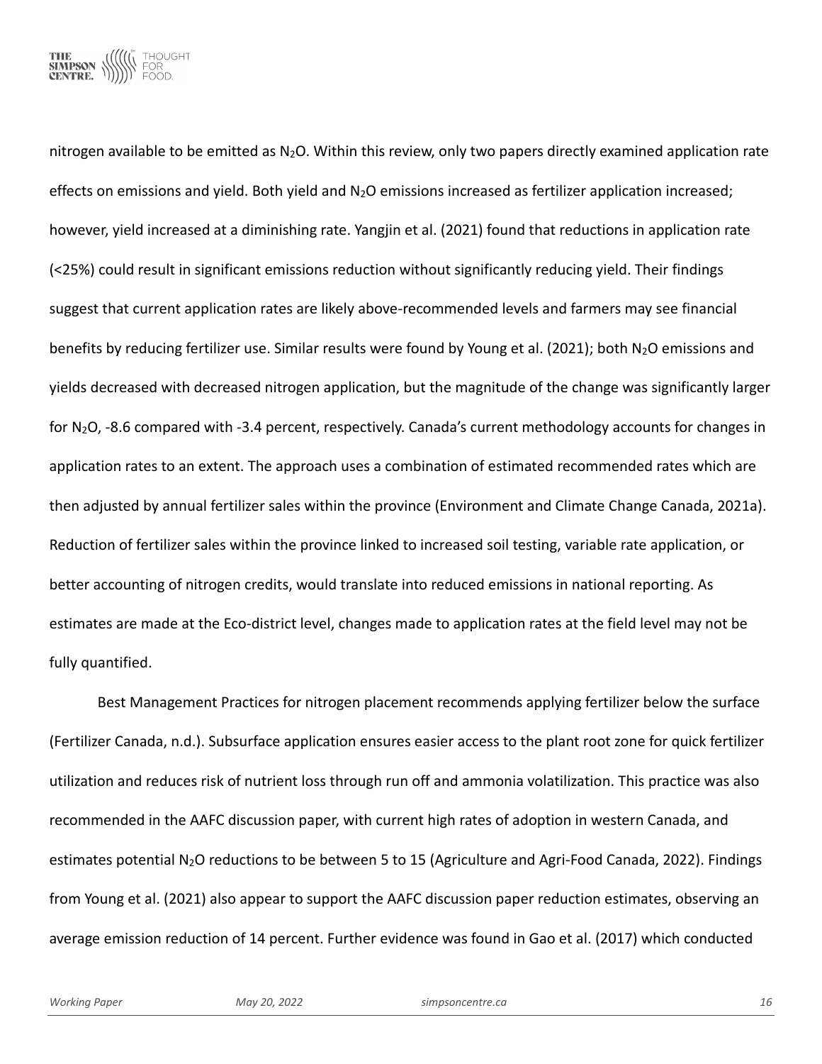nitrogen available to be emitted as $N_2O$. Within this review, only two papers directly examined application rate effects on emissions and yield. Both yield and $N_2O$ emissions increased as fertilizer application increased; however, yield increased at a diminishing rate. Yangjin et al. (2021) found that reductions in application rate (<25%) could result in significant emissions reduction without significantly reducing yield. Their findings suggest that current application rates are likely above-recommended levels and farmers may see financial benefits by reducing fertilizer use. Similar results were found by Young et al. (2021); both $N_2O$ emissions and yields decreased with decreased nitrogen application, but the magnitude of the change was significantly larger for $N_2O$, -8.6 compared with -3.4 percent, respectively. Canada's current methodology accounts for changes in application rates to an extent. The approach uses a combination of estimated recommended rates which are then adjusted by annual fertilizer sales within the province (Environment and Climate Change Canada, 2021a). Reduction of fertilizer sales within the province linked to increased soil testing, variable rate application, or better accounting of nitrogen credits, would translate into reduced emissions in national reporting. As estimates are made at the Eco-district level, changes made to application rates at the field level may not be fully quantified.

Best Management Practices for nitrogen placement recommends applying fertilizer below the surface (Fertilizer Canada, n.d.). Subsurface application ensures easier access to the plant root zone for quick fertilizer utilization and reduces risk of nutrient loss through run off and ammonia volatilization. This practice was also recommended in the AAFC discussion paper, with current high rates of adoption in western Canada, and estimates potential $N_2O$ reductions to be between 5 to 15 (Agriculture and Agri-Food Canada, 2022). Findings from Young et al. (2021) also appear to support the AAFC discussion paper reduction estimates, observing an average emission reduction of 14 percent. Further evidence was found in Gao et al. (2017) which conducted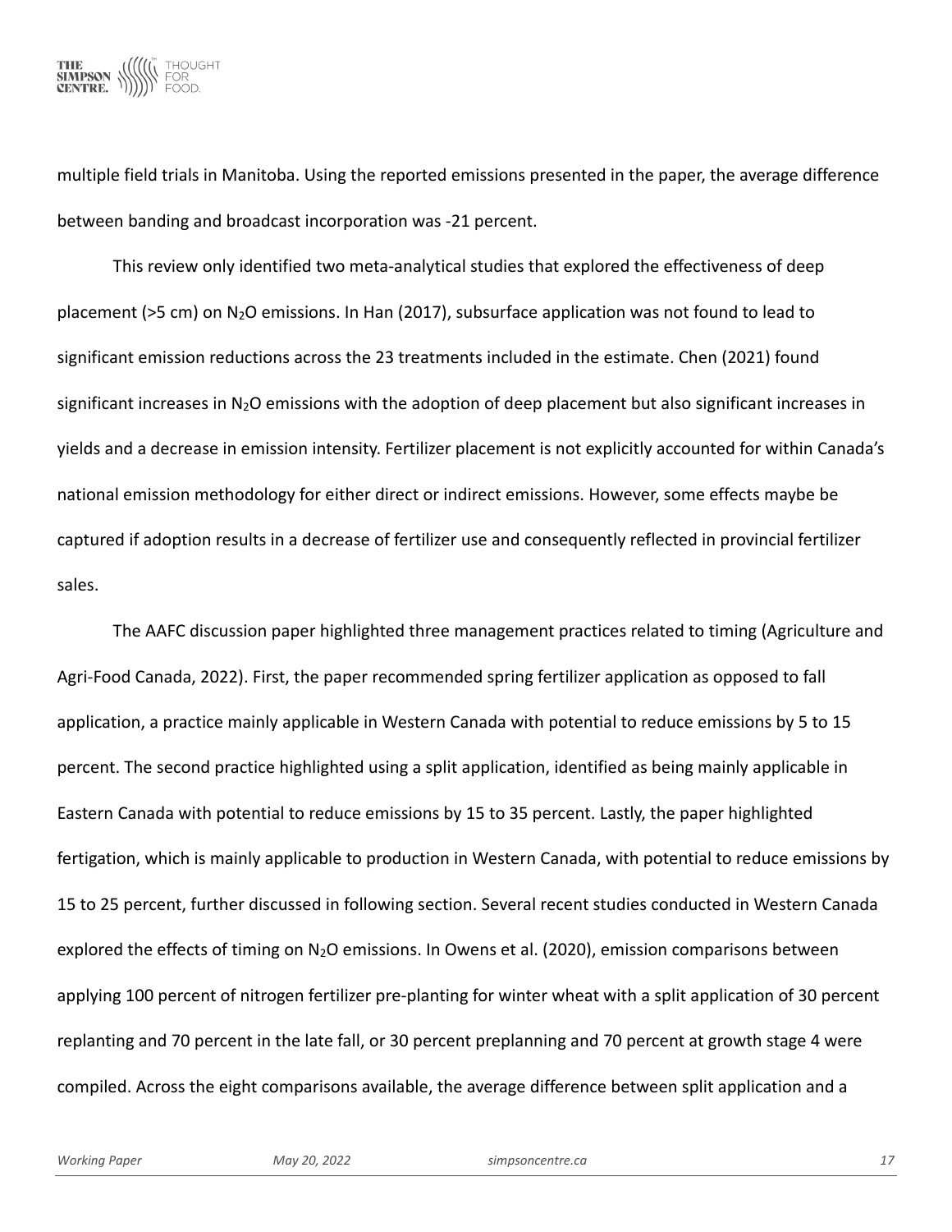multiple field trials in Manitoba. Using the reported emissions presented in the paper, the average difference between banding and broadcast incorporation was -21 percent.

This review only identified two meta-analytical studies that explored the effectiveness of deep placement (>5 cm) on $N_2O$ emissions. In Han (2017), subsurface application was not found to lead to significant emission reductions across the 23 treatments included in the estimate. Chen (2021) found significant increases in $N_2O$ emissions with the adoption of deep placement but also significant increases in yields and a decrease in emission intensity. Fertilizer placement is not explicitly accounted for within Canada's national emission methodology for either direct or indirect emissions. However, some effects maybe be captured if adoption results in a decrease of fertilizer use and consequently reflected in provincial fertilizer sales.

The AAFC discussion paper highlighted three management practices related to timing (Agriculture and Agri-Food Canada, 2022). First, the paper recommended spring fertilizer application as opposed to fall application, a practice mainly applicable in Western Canada with potential to reduce emissions by 5 to 15 percent. The second practice highlighted using a split application, identified as being mainly applicable in Eastern Canada with potential to reduce emissions by 15 to 35 percent. Lastly, the paper highlighted fertigation, which is mainly applicable to production in Western Canada, with potential to reduce emissions by 15 to 25 percent, further discussed in following section. Several recent studies conducted in Western Canada explored the effects of timing on $N_2O$ emissions. In Owens et al. (2020), emission comparisons between applying 100 percent of nitrogen fertilizer pre-planting for winter wheat with a split application of 30 percent replanting and 70 percent in the late fall, or 30 percent preplanning and 70 percent at growth stage 4 were compiled. Across the eight comparisons available, the average difference between split application and a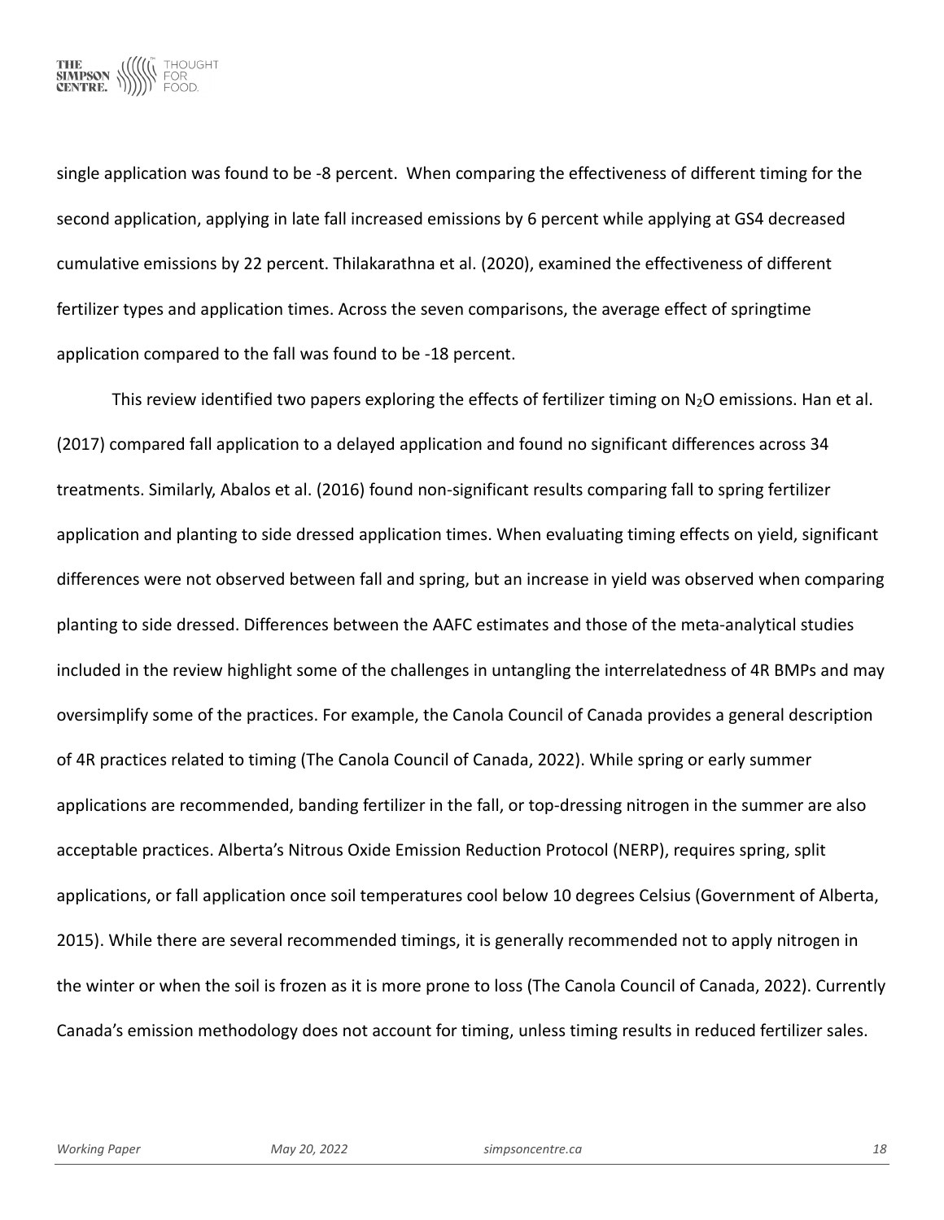single application was found to be -8 percent. When comparing the effectiveness of different timing for the second application, applying in late fall increased emissions by 6 percent while applying at GS4 decreased cumulative emissions by 22 percent. Thilakarathna et al. (2020), examined the effectiveness of different fertilizer types and application times. Across the seven comparisons, the average effect of springtime application compared to the fall was found to be -18 percent.

This review identified two papers exploring the effects of fertilizer timing on $N_2O$ emissions. Han et al. (2017) compared fall application to a delayed application and found no significant differences across 34 treatments. Similarly, Abalos et al. (2016) found non-significant results comparing fall to spring fertilizer application and planting to side dressed application times. When evaluating timing effects on yield, significant differences were not observed between fall and spring, but an increase in yield was observed when comparing planting to side dressed. Differences between the AAFC estimates and those of the meta-analytical studies included in the review highlight some of the challenges in untangling the interrelatedness of 4R BMPs and may oversimplify some of the practices. For example, the Canola Council of Canada provides a general description of 4R practices related to timing (The Canola Council of Canada, 2022). While spring or early summer applications are recommended, banding fertilizer in the fall, or top-dressing nitrogen in the summer are also acceptable practices. Alberta's Nitrous Oxide Emission Reduction Protocol (NERP), requires spring, split applications, or fall application once soil temperatures cool below 10 degrees Celsius (Government of Alberta, 2015). While there are several recommended timings, it is generally recommended not to apply nitrogen in the winter or when the soil is frozen as it is more prone to loss (The Canola Council of Canada, 2022). Currently Canada's emission methodology does not account for timing, unless timing results in reduced fertilizer sales.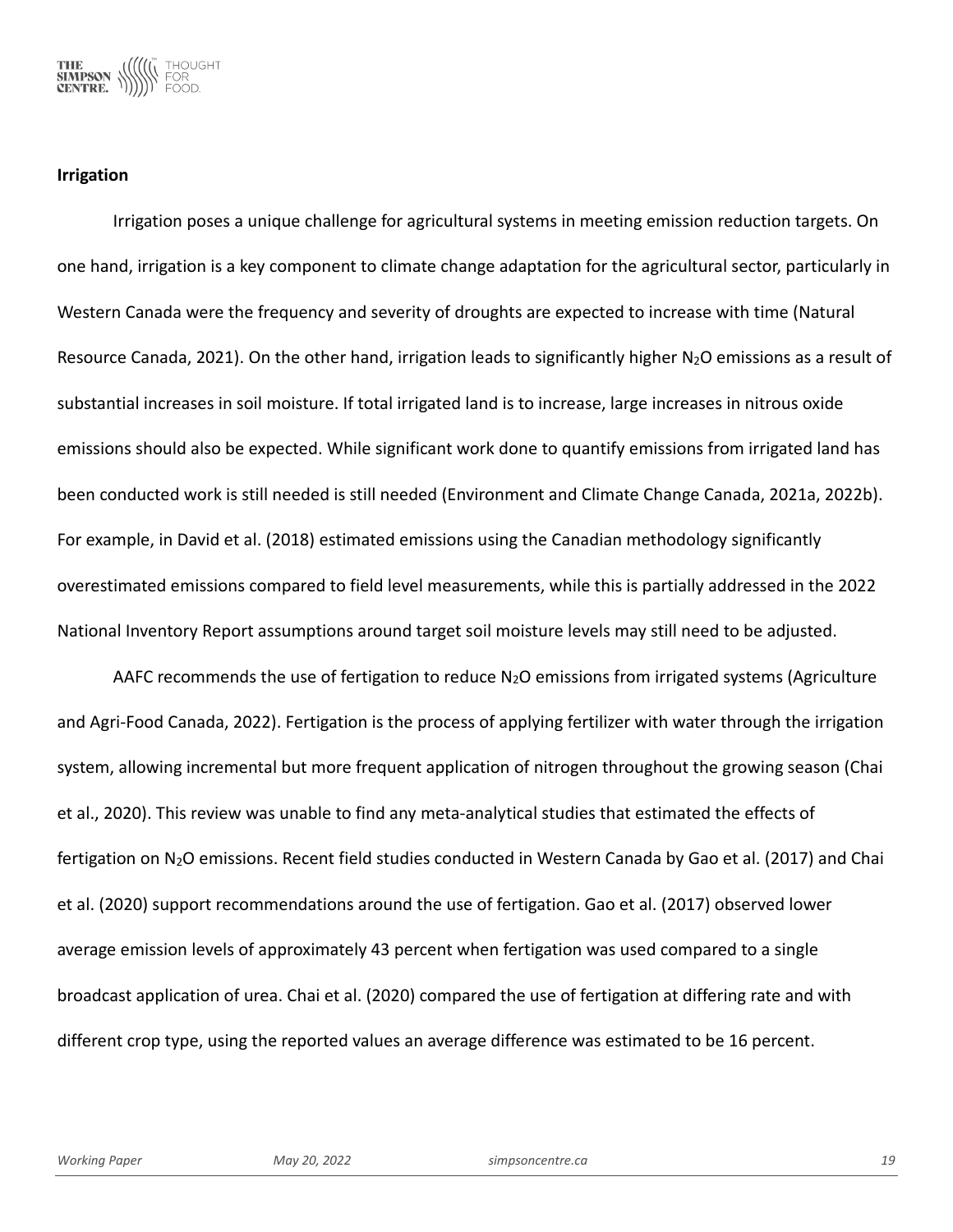## Irrigation

Irrigation poses a unique challenge for agricultural systems in meeting emission reduction targets. On one hand, irrigation is a key component to climate change adaptation for the agricultural sector, particularly in Western Canada were the frequency and severity of droughts are expected to increase with time (Natural Resource Canada, 2021). On the other hand, irrigation leads to significantly higher $N_2O$ emissions as a result of substantial increases in soil moisture. If total irrigated land is to increase, large increases in nitrous oxide emissions should also be expected. While significant work done to quantify emissions from irrigated land has been conducted work is still needed is still needed (Environment and Climate Change Canada, 2021a, 2022b). For example, in David et al. (2018) estimated emissions using the Canadian methodology significantly overestimated emissions compared to field level measurements, while this is partially addressed in the 2022 National Inventory Report assumptions around target soil moisture levels may still need to be adjusted.

AAFC recommends the use of fertigation to reduce $N_2O$ emissions from irrigated systems (Agriculture and Agri-Food Canada, 2022). Fertigation is the process of applying fertilizer with water through the irrigation system, allowing incremental but more frequent application of nitrogen throughout the growing season (Chai et al., 2020). This review was unable to find any meta-analytical studies that estimated the effects of fertigation on $N_2O$ emissions. Recent field studies conducted in Western Canada by Gao et al. (2017) and Chai et al. (2020) support recommendations around the use of fertigation. Gao et al. (2017) observed lower average emission levels of approximately 43 percent when fertigation was used compared to a single broadcast application of urea. Chai et al. (2020) compared the use of fertigation at differing rate and with different crop type, using the reported values an average difference was estimated to be 16 percent.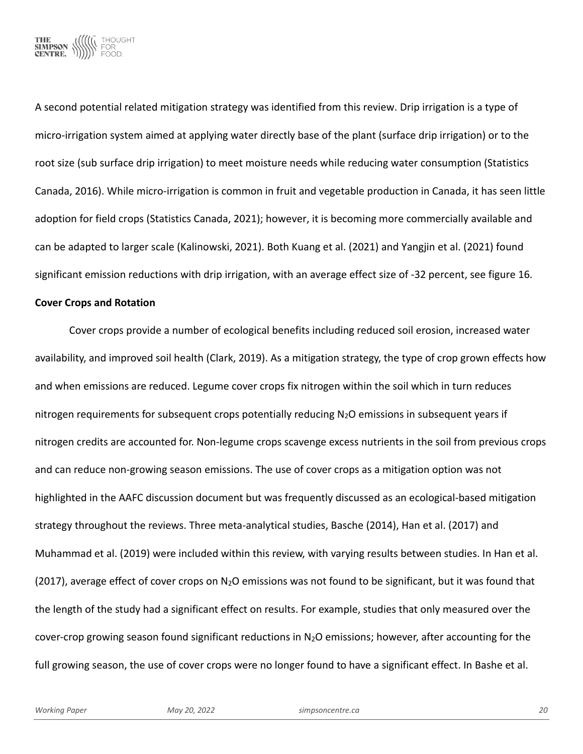A second potential related mitigation strategy was identified from this review. Drip irrigation is a type of micro-irrigation system aimed at applying water directly base of the plant (surface drip irrigation) or to the root size (sub surface drip irrigation) to meet moisture needs while reducing water consumption (Statistics Canada, 2016). While micro-irrigation is common in fruit and vegetable production in Canada, it has seen little adoption for field crops (Statistics Canada, 2021); however, it is becoming more commercially available and can be adapted to larger scale (Kalinowski, 2021). Both Kuang et al. (2021) and Yangjin et al. (2021) found significant emission reductions with drip irrigation, with an average effect size of -32 percent, see figure 16.

**Cover Crops and Rotation**

Cover crops provide a number of ecological benefits including reduced soil erosion, increased water availability, and improved soil health (Clark, 2019). As a mitigation strategy, the type of crop grown effects how and when emissions are reduced. Legume cover crops fix nitrogen within the soil which in turn reduces nitrogen requirements for subsequent crops potentially reducing $N_2O$ emissions in subsequent years if nitrogen credits are accounted for. Non-legume crops scavenge excess nutrients in the soil from previous crops and can reduce non-growing season emissions. The use of cover crops as a mitigation option was not highlighted in the AAFC discussion document but was frequently discussed as an ecological-based mitigation strategy throughout the reviews. Three meta-analytical studies, Basche (2014), Han et al. (2017) and Muhammad et al. (2019) were included within this review, with varying results between studies. In Han et al. (2017), average effect of cover crops on $N_2O$ emissions was not found to be significant, but it was found that the length of the study had a significant effect on results. For example, studies that only measured over the cover-crop growing season found significant reductions in $N_2O$ emissions; however, after accounting for the full growing season, the use of cover crops were no longer found to have a significant effect. In Bashe et al.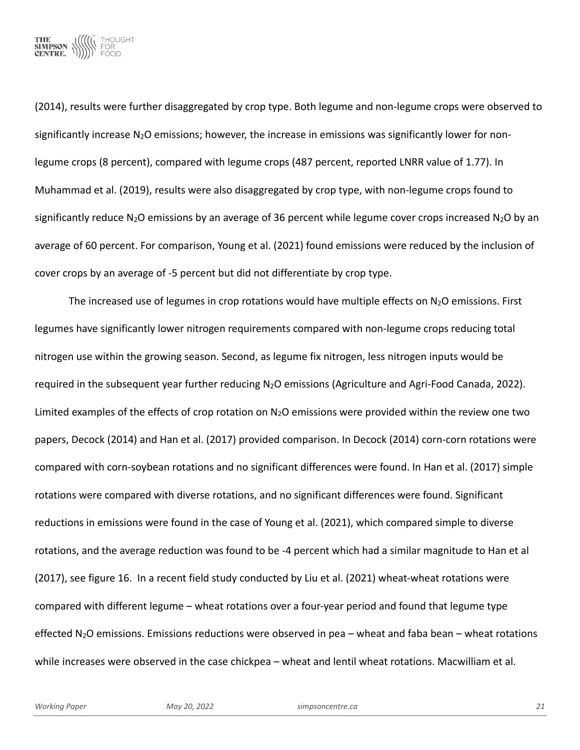(2014), results were further disaggregated by crop type. Both legume and non-legume crops were observed to significantly increase $N_2O$ emissions; however, the increase in emissions was significantly lower for non-legume crops (8 percent), compared with legume crops (487 percent, reported LNRR value of 1.77). In Muhammad et al. (2019), results were also disaggregated by crop type, with non-legume crops found to significantly reduce $N_2O$ emissions by an average of 36 percent while legume cover crops increased $N_2O$ by an average of 60 percent. For comparison, Young et al. (2021) found emissions were reduced by the inclusion of cover crops by an average of -5 percent but did not differentiate by crop type.

The increased use of legumes in crop rotations would have multiple effects on $N_2O$ emissions. First legumes have significantly lower nitrogen requirements compared with non-legume crops reducing total nitrogen use within the growing season. Second, as legume fix nitrogen, less nitrogen inputs would be required in the subsequent year further reducing $N_2O$ emissions (Agriculture and Agri-Food Canada, 2022). Limited examples of the effects of crop rotation on $N_2O$ emissions were provided within the review one two papers, Decock (2014) and Han et al. (2017) provided comparison. In Decock (2014) corn-corn rotations were compared with corn-soybean rotations and no significant differences were found. In Han et al. (2017) simple rotations were compared with diverse rotations, and no significant differences were found. Significant reductions in emissions were found in the case of Young et al. (2021), which compared simple to diverse rotations, and the average reduction was found to be -4 percent which had a similar magnitude to Han et al (2017), see figure 16. In a recent field study conducted by Liu et al. (2021) wheat-wheat rotations were compared with different legume – wheat rotations over a four-year period and found that legume type effected $N_2O$ emissions. Emissions reductions were observed in pea – wheat and faba bean – wheat rotations while increases were observed in the case chickpea – wheat and lentil wheat rotations. Macwilliam et al.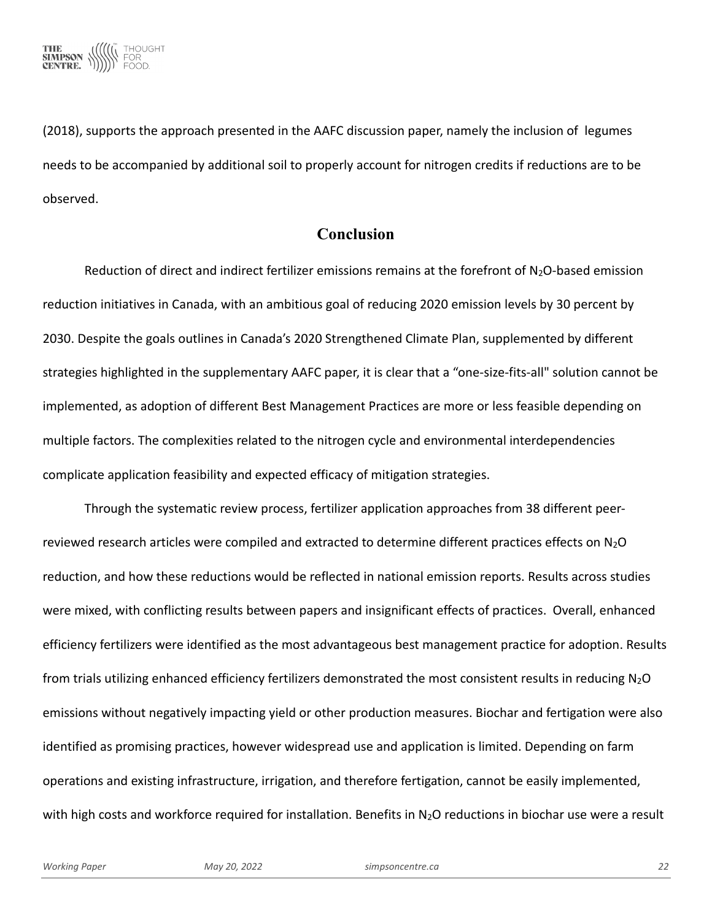(2018), supports the approach presented in the AAFC discussion paper, namely the inclusion of legumes needs to be accompanied by additional soil to properly account for nitrogen credits if reductions are to be observed.

## Conclusion

Reduction of direct and indirect fertilizer emissions remains at the forefront of $N_2O$-based emission reduction initiatives in Canada, with an ambitious goal of reducing 2020 emission levels by 30 percent by 2030. Despite the goals outlines in Canada's 2020 Strengthened Climate Plan, supplemented by different strategies highlighted in the supplementary AAFC paper, it is clear that a "one-size-fits-all" solution cannot be implemented, as adoption of different Best Management Practices are more or less feasible depending on multiple factors. The complexities related to the nitrogen cycle and environmental interdependencies complicate application feasibility and expected efficacy of mitigation strategies.

Through the systematic review process, fertilizer application approaches from 38 different peer-reviewed research articles were compiled and extracted to determine different practices effects on $N_2O$ reduction, and how these reductions would be reflected in national emission reports. Results across studies were mixed, with conflicting results between papers and insignificant effects of practices. Overall, enhanced efficiency fertilizers were identified as the most advantageous best management practice for adoption. Results from trials utilizing enhanced efficiency fertilizers demonstrated the most consistent results in reducing $N_2O$ emissions without negatively impacting yield or other production measures. Biochar and fertigation were also identified as promising practices, however widespread use and application is limited. Depending on farm operations and existing infrastructure, irrigation, and therefore fertigation, cannot be easily implemented, with high costs and workforce required for installation. Benefits in $N_2O$ reductions in biochar use were a result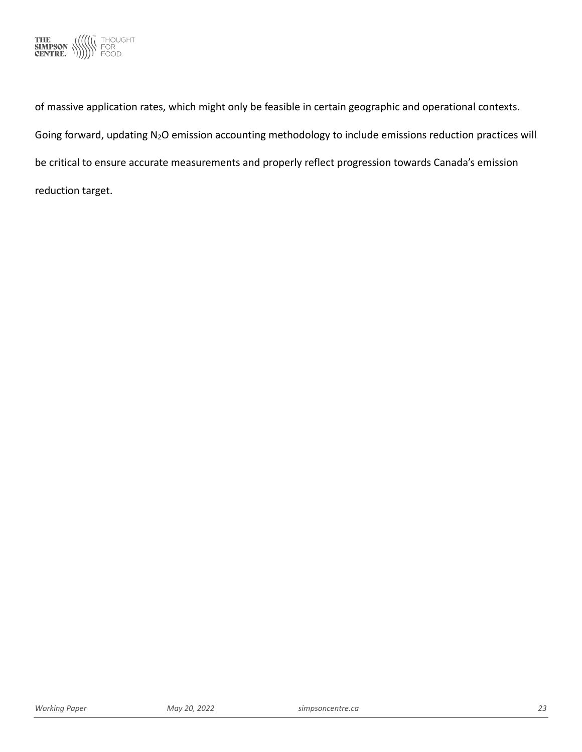of massive application rates, which might only be feasible in certain geographic and operational contexts. Going forward, updating $N_2O$ emission accounting methodology to include emissions reduction practices will be critical to ensure accurate measurements and properly reflect progression towards Canada's emission reduction target.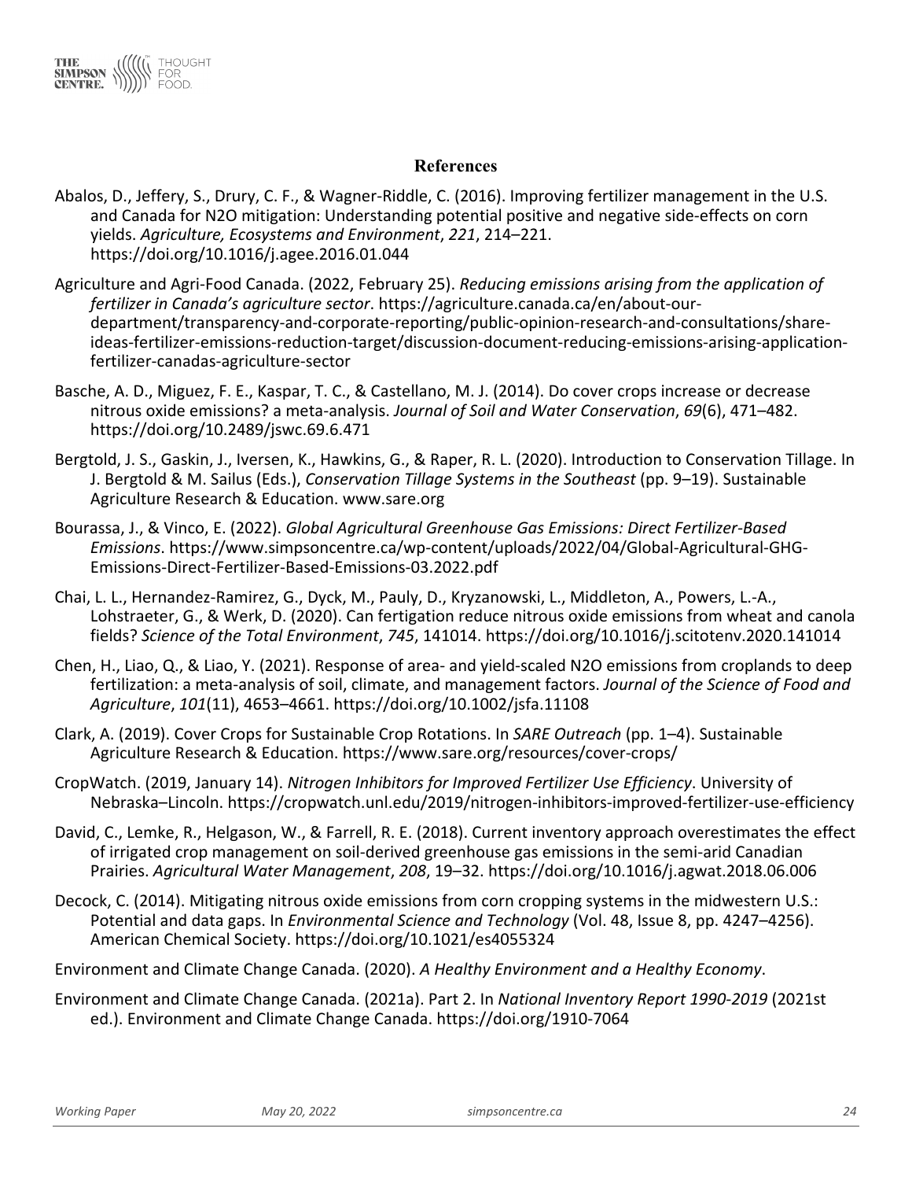## References

Abalos, D., Jeffery, S., Drury, C. F., & Wagner-Riddle, C. (2016). Improving fertilizer management in the U.S. and Canada for N2O mitigation: Understanding potential positive and negative side-effects on corn yields. *Agriculture, Ecosystems and Environment*, *221*, 214–221. https://doi.org/10.1016/j.agee.2016.01.044

Agriculture and Agri-Food Canada. (2022, February 25). *Reducing emissions arising from the application of fertilizer in Canada's agriculture sector*. https://agriculture.canada.ca/en/about-our-department/transparency-and-corporate-reporting/public-opinion-research-and-consultations/share-ideas-fertilizer-emissions-reduction-target/discussion-document-reducing-emissions-arising-application-fertilizer-canadas-agriculture-sector

Basche, A. D., Miguez, F. E., Kaspar, T. C., & Castellano, M. J. (2014). Do cover crops increase or decrease nitrous oxide emissions? a meta-analysis. *Journal of Soil and Water Conservation*, *69*(6), 471–482. https://doi.org/10.2489/jswc.69.6.471

Bergtold, J. S., Gaskin, J., Iversen, K., Hawkins, G., & Raper, R. L. (2020). Introduction to Conservation Tillage. In J. Bergtold & M. Sailus (Eds.), *Conservation Tillage Systems in the Southeast* (pp. 9–19). Sustainable Agriculture Research & Education. www.sare.org

Bourassa, J., & Vinco, E. (2022). *Global Agricultural Greenhouse Gas Emissions: Direct Fertilizer-Based Emissions*. https://www.simpsoncentre.ca/wp-content/uploads/2022/04/Global-Agricultural-GHG-Emissions-Direct-Fertilizer-Based-Emissions-03.2022.pdf

Chai, L. L., Hernandez-Ramirez, G., Dyck, M., Pauly, D., Kryzanowski, L., Middleton, A., Powers, L.-A., Lohstraeter, G., & Werk, D. (2020). Can fertigation reduce nitrous oxide emissions from wheat and canola fields? *Science of the Total Environment*, *745*, 141014. https://doi.org/10.1016/j.scitotenv.2020.141014

Chen, H., Liao, Q., & Liao, Y. (2021). Response of area- and yield-scaled N2O emissions from croplands to deep fertilization: a meta-analysis of soil, climate, and management factors. *Journal of the Science of Food and Agriculture*, *101*(11), 4653–4661. https://doi.org/10.1002/jsfa.11108

Clark, A. (2019). Cover Crops for Sustainable Crop Rotations. In *SARE Outreach* (pp. 1–4). Sustainable Agriculture Research & Education. https://www.sare.org/resources/cover-crops/

CropWatch. (2019, January 14). *Nitrogen Inhibitors for Improved Fertilizer Use Efficiency*. University of Nebraska–Lincoln. https://cropwatch.unl.edu/2019/nitrogen-inhibitors-improved-fertilizer-use-efficiency

David, C., Lemke, R., Helgason, W., & Farrell, R. E. (2018). Current inventory approach overestimates the effect of irrigated crop management on soil-derived greenhouse gas emissions in the semi-arid Canadian Prairies. *Agricultural Water Management*, *208*, 19–32. https://doi.org/10.1016/j.agwat.2018.06.006

Decock, C. (2014). Mitigating nitrous oxide emissions from corn cropping systems in the midwestern U.S.: Potential and data gaps. In *Environmental Science and Technology* (Vol. 48, Issue 8, pp. 4247–4256). American Chemical Society. https://doi.org/10.1021/es4055324

Environment and Climate Change Canada. (2020). *A Healthy Environment and a Healthy Economy*.

Environment and Climate Change Canada. (2021a). Part 2. In *National Inventory Report 1990-2019* (2021st ed.). Environment and Climate Change Canada. https://doi.org/1910-7064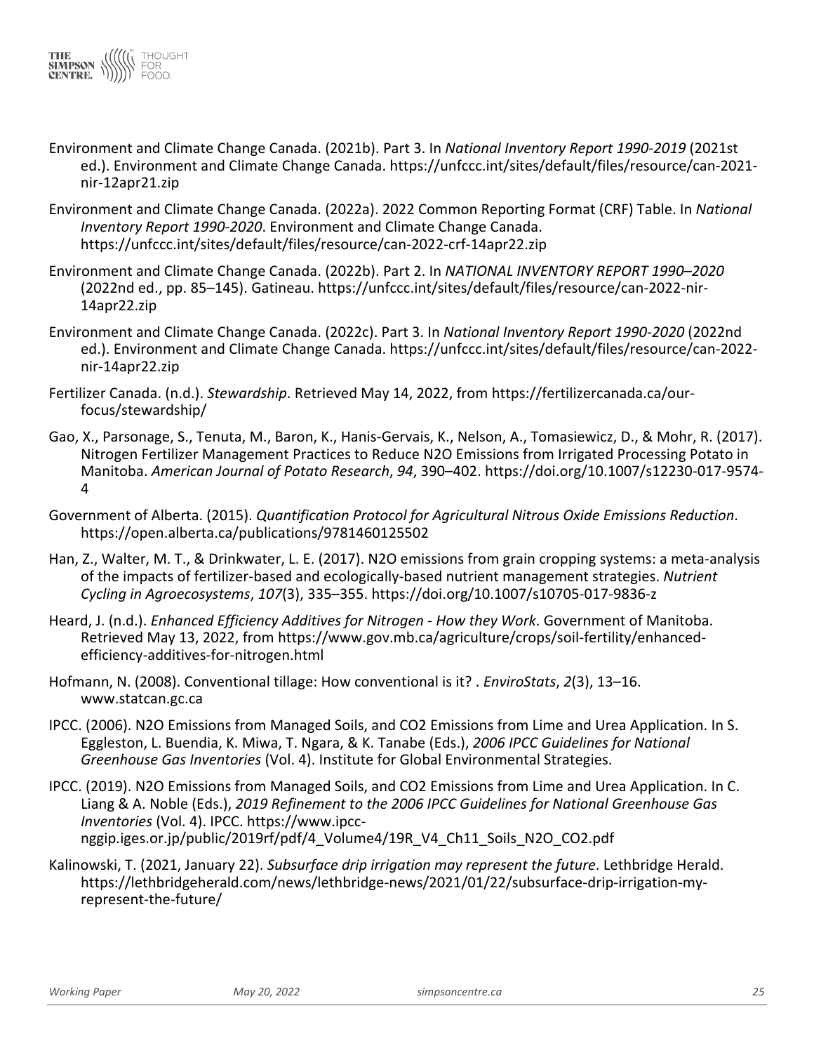Environment and Climate Change Canada. (2021b). Part 3. In *National Inventory Report 1990-2019* (2021st ed.). Environment and Climate Change Canada. https://unfccc.int/sites/default/files/resource/can-2021-nir-12apr21.zip

Environment and Climate Change Canada. (2022a). 2022 Common Reporting Format (CRF) Table. In *National Inventory Report 1990-2020*. Environment and Climate Change Canada. https://unfccc.int/sites/default/files/resource/can-2022-crf-14apr22.zip

Environment and Climate Change Canada. (2022b). Part 2. In *NATIONAL INVENTORY REPORT 1990–2020* (2022nd ed., pp. 85–145). Gatineau. https://unfccc.int/sites/default/files/resource/can-2022-nir-14apr22.zip

Environment and Climate Change Canada. (2022c). Part 3. In *National Inventory Report 1990-2020* (2022nd ed.). Environment and Climate Change Canada. https://unfccc.int/sites/default/files/resource/can-2022-nir-14apr22.zip

Fertilizer Canada. (n.d.). *Stewardship*. Retrieved May 14, 2022, from https://fertilizercanada.ca/our-focus/stewardship/

Gao, X., Parsonage, S., Tenuta, M., Baron, K., Hanis-Gervais, K., Nelson, A., Tomasiewicz, D., & Mohr, R. (2017). Nitrogen Fertilizer Management Practices to Reduce N2O Emissions from Irrigated Processing Potato in Manitoba. *American Journal of Potato Research*, *94*, 390–402. https://doi.org/10.1007/s12230-017-9574-4

Government of Alberta. (2015). *Quantification Protocol for Agricultural Nitrous Oxide Emissions Reduction*. https://open.alberta.ca/publications/9781460125502

Han, Z., Walter, M. T., & Drinkwater, L. E. (2017). N2O emissions from grain cropping systems: a meta-analysis of the impacts of fertilizer-based and ecologically-based nutrient management strategies. *Nutrient Cycling in Agroecosystems*, *107*(3), 335–355. https://doi.org/10.1007/s10705-017-9836-z

Heard, J. (n.d.). *Enhanced Efficiency Additives for Nitrogen - How they Work*. Government of Manitoba. Retrieved May 13, 2022, from https://www.gov.mb.ca/agriculture/crops/soil-fertility/enhanced-efficiency-additives-for-nitrogen.html

Hofmann, N. (2008). Conventional tillage: How conventional is it? . *EnviroStats*, *2*(3), 13–16. www.statcan.gc.ca

IPCC. (2006). N2O Emissions from Managed Soils, and CO2 Emissions from Lime and Urea Application. In S. Eggleston, L. Buendia, K. Miwa, T. Ngara, & K. Tanabe (Eds.), *2006 IPCC Guidelines for National Greenhouse Gas Inventories* (Vol. 4). Institute for Global Environmental Strategies.

IPCC. (2019). N2O Emissions from Managed Soils, and CO2 Emissions from Lime and Urea Application. In C. Liang & A. Noble (Eds.), *2019 Refinement to the 2006 IPCC Guidelines for National Greenhouse Gas Inventories* (Vol. 4). IPCC. https://www.ipcc-nggip.iges.or.jp/public/2019rf/pdf/4_Volume4/19R_V4_Ch11_Soils_N2O_CO2.pdf

Kalinowski, T. (2021, January 22). *Subsurface drip irrigation may represent the future*. Lethbridge Herald. https://lethbridgeherald.com/news/lethbridge-news/2021/01/22/subsurface-drip-irrigation-my-represent-the-future/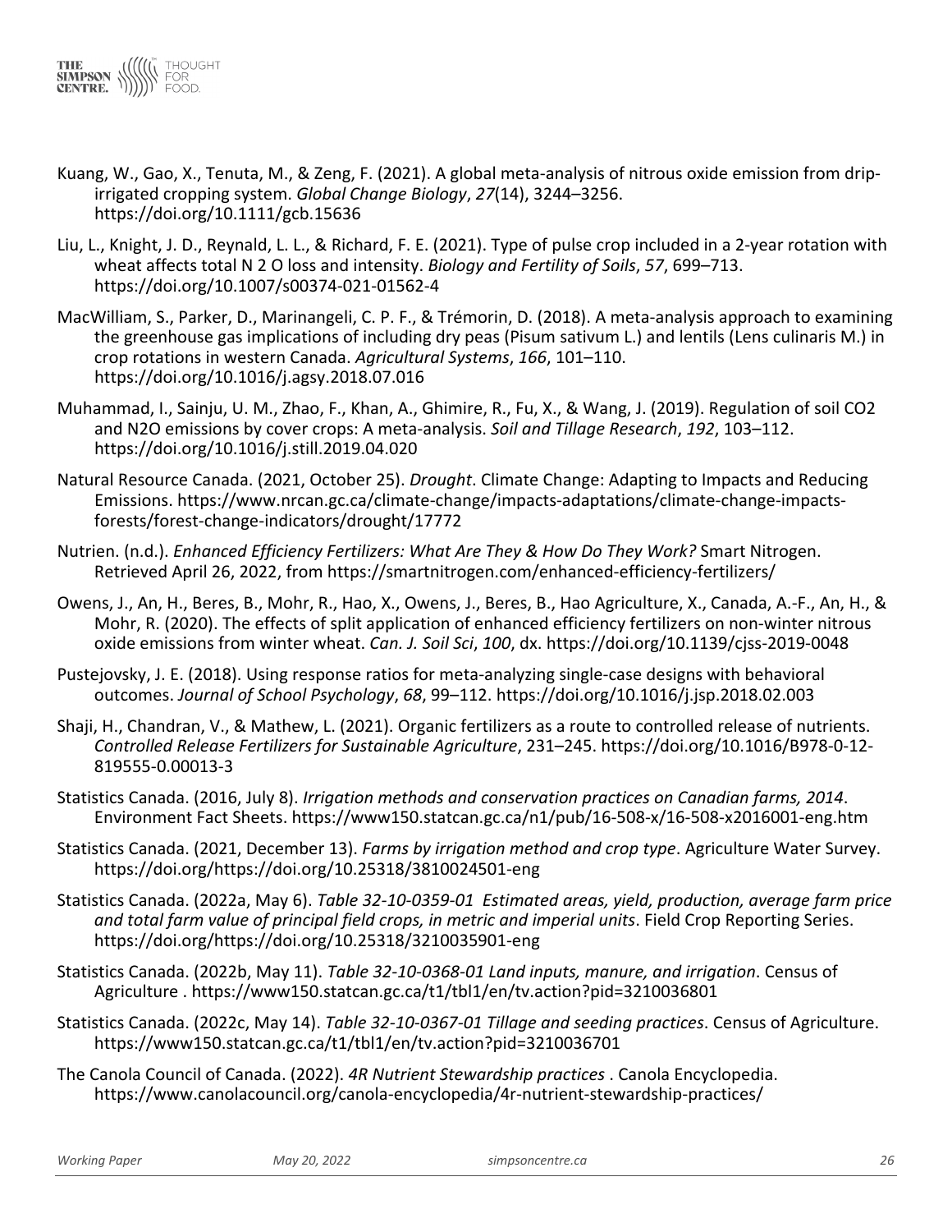Kuang, W., Gao, X., Tenuta, M., & Zeng, F. (2021). A global meta-analysis of nitrous oxide emission from drip-irrigated cropping system. *Global Change Biology*, *27*(14), 3244–3256. https://doi.org/10.1111/gcb.15636

Liu, L., Knight, J. D., Reynald, L. L., & Richard, F. E. (2021). Type of pulse crop included in a 2-year rotation with wheat affects total N 2 O loss and intensity. *Biology and Fertility of Soils*, *57*, 699–713. https://doi.org/10.1007/s00374-021-01562-4

MacWilliam, S., Parker, D., Marinangeli, C. P. F., & Trémorin, D. (2018). A meta-analysis approach to examining the greenhouse gas implications of including dry peas (Pisum sativum L.) and lentils (Lens culinaris M.) in crop rotations in western Canada. *Agricultural Systems*, *166*, 101–110. https://doi.org/10.1016/j.agsy.2018.07.016

Muhammad, I., Sainju, U. M., Zhao, F., Khan, A., Ghimire, R., Fu, X., & Wang, J. (2019). Regulation of soil CO2 and N2O emissions by cover crops: A meta-analysis. *Soil and Tillage Research*, *192*, 103–112. https://doi.org/10.1016/j.still.2019.04.020

Natural Resource Canada. (2021, October 25). *Drought*. Climate Change: Adapting to Impacts and Reducing Emissions. https://www.nrcan.gc.ca/climate-change/impacts-adaptations/climate-change-impacts-forests/forest-change-indicators/drought/17772

Nutrien. (n.d.). *Enhanced Efficiency Fertilizers: What Are They & How Do They Work?* Smart Nitrogen. Retrieved April 26, 2022, from https://smartnitrogen.com/enhanced-efficiency-fertilizers/

Owens, J., An, H., Beres, B., Mohr, R., Hao, X., Owens, J., Beres, B., Hao Agriculture, X., Canada, A.-F., An, H., & Mohr, R. (2020). The effects of split application of enhanced efficiency fertilizers on non-winter nitrous oxide emissions from winter wheat. *Can. J. Soil Sci*, *100*, dx. https://doi.org/10.1139/cjss-2019-0048

Pustejovsky, J. E. (2018). Using response ratios for meta-analyzing single-case designs with behavioral outcomes. *Journal of School Psychology*, *68*, 99–112. https://doi.org/10.1016/j.jsp.2018.02.003

Shaji, H., Chandran, V., & Mathew, L. (2021). Organic fertilizers as a route to controlled release of nutrients. *Controlled Release Fertilizers for Sustainable Agriculture*, 231–245. https://doi.org/10.1016/B978-0-12-819555-0.00013-3

Statistics Canada. (2016, July 8). *Irrigation methods and conservation practices on Canadian farms, 2014*. Environment Fact Sheets. https://www150.statcan.gc.ca/n1/pub/16-508-x/16-508-x2016001-eng.htm

Statistics Canada. (2021, December 13). *Farms by irrigation method and crop type*. Agriculture Water Survey. https://doi.org/https://doi.org/10.25318/3810024501-eng

Statistics Canada. (2022a, May 6). *Table 32-10-0359-01 Estimated areas, yield, production, average farm price and total farm value of principal field crops, in metric and imperial units*. Field Crop Reporting Series. https://doi.org/https://doi.org/10.25318/3210035901-eng

Statistics Canada. (2022b, May 11). *Table 32-10-0368-01 Land inputs, manure, and irrigation*. Census of Agriculture . https://www150.statcan.gc.ca/t1/tbl1/en/tv.action?pid=3210036801

Statistics Canada. (2022c, May 14). *Table 32-10-0367-01 Tillage and seeding practices*. Census of Agriculture. https://www150.statcan.gc.ca/t1/tbl1/en/tv.action?pid=3210036701

The Canola Council of Canada. (2022). *4R Nutrient Stewardship practices* . Canola Encyclopedia. https://www.canolacouncil.org/canola-encyclopedia/4r-nutrient-stewardship-practices/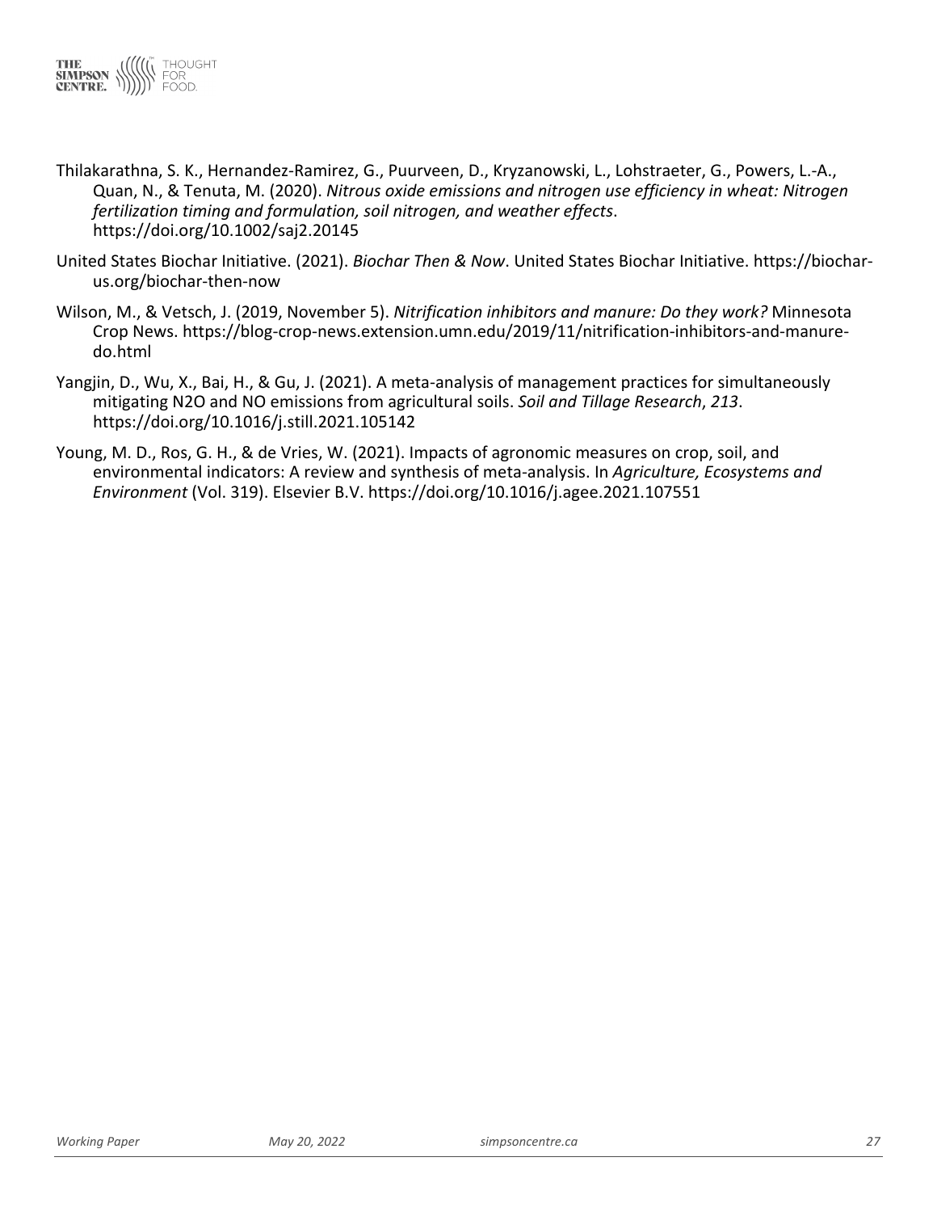Thilakarathna, S. K., Hernandez-Ramirez, G., Puurveen, D., Kryzanowski, L., Lohstraeter, G., Powers, L.-A., Quan, N., & Tenuta, M. (2020). *Nitrous oxide emissions and nitrogen use efficiency in wheat: Nitrogen fertilization timing and formulation, soil nitrogen, and weather effects*. https://doi.org/10.1002/saj2.20145

United States Biochar Initiative. (2021). *Biochar Then & Now*. United States Biochar Initiative. https://biochar-us.org/biochar-then-now

Wilson, M., & Vetsch, J. (2019, November 5). *Nitrification inhibitors and manure: Do they work?* Minnesota Crop News. https://blog-crop-news.extension.umn.edu/2019/11/nitrification-inhibitors-and-manure-do.html

Yangjin, D., Wu, X., Bai, H., & Gu, J. (2021). A meta-analysis of management practices for simultaneously mitigating N2O and NO emissions from agricultural soils. *Soil and Tillage Research*, *213*. https://doi.org/10.1016/j.still.2021.105142

Young, M. D., Ros, G. H., & de Vries, W. (2021). Impacts of agronomic measures on crop, soil, and environmental indicators: A review and synthesis of meta-analysis. In *Agriculture, Ecosystems and Environment* (Vol. 319). Elsevier B.V. https://doi.org/10.1016/j.agee.2021.107551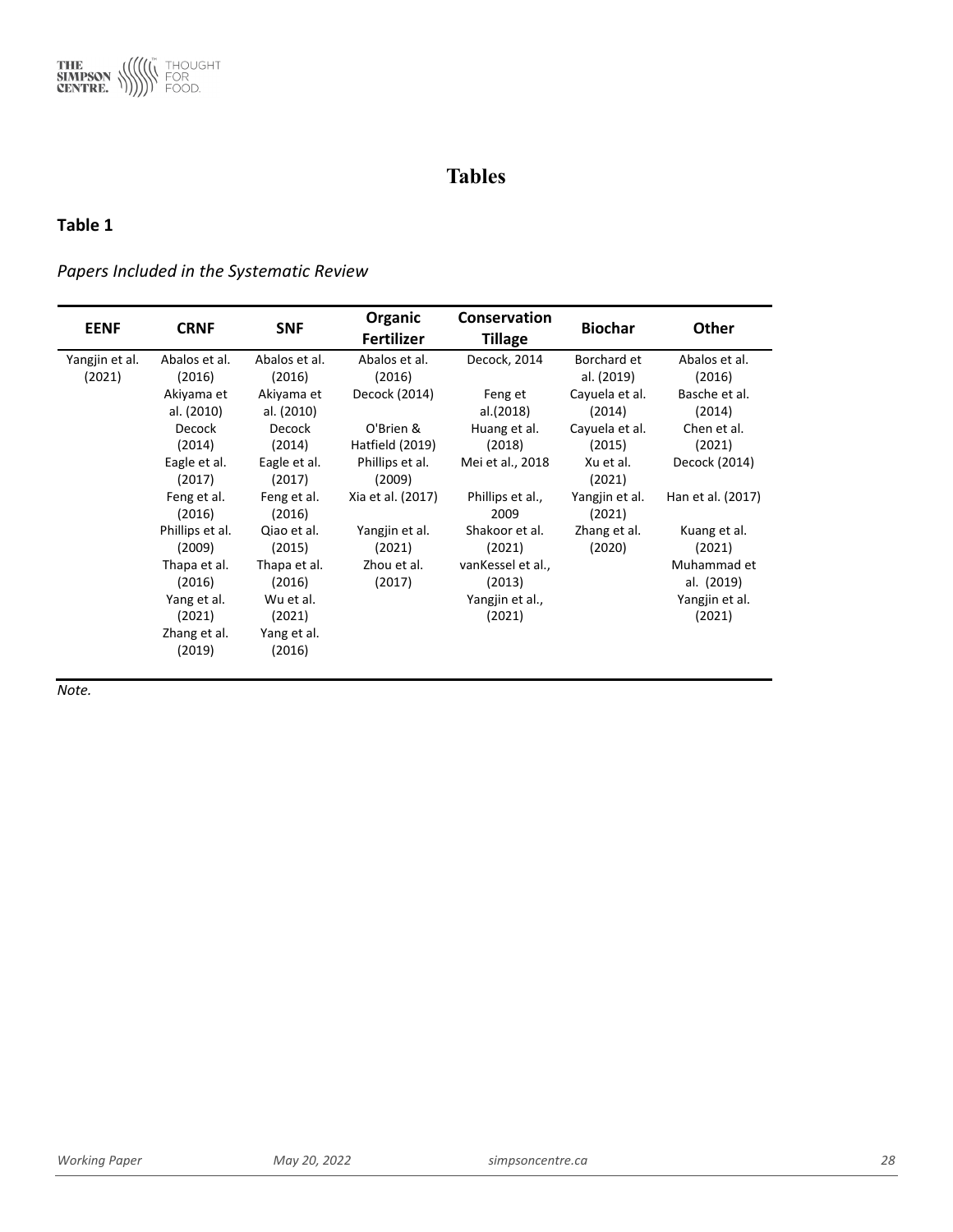# Tables

**Table 1**

*Papers Included in the Systematic Review*

| EENF | CRNF | SNF | Organic Fertilizer | Conservation Tillage | Biochar | Other |
|---|---|---|---|---|---|---|
| Yangjin et al. (2021) | Abalos et al. (2016) | Abalos et al. (2016) | Abalos et al. (2016) | Decock, 2014 | Borchard et al. (2019) | Abalos et al. (2016) |
| | Akiyama et al. (2010) | Akiyama et al. (2010) | Decock (2014) | Feng et al.(2018) | Cayuela et al. (2014) | Basche et al. (2014) |
| | Decock (2014) | Decock (2014) | O'Brien & Hatfield (2019) | Huang et al. (2018) | Cayuela et al. (2015) | Chen et al. (2021) |
| | Eagle et al. (2017) | Eagle et al. (2017) | Phillips et al. (2009) | Mei et al., 2018 | Xu et al. (2021) | Decock (2014) |
| | Feng et al. (2016) | Feng et al. (2016) | Xia et al. (2017) | Phillips et al., 2009 | Yangjin et al. (2021) | Han et al. (2017) |
| | Phillips et al. (2009) | Qiao et al. (2015) | Yangjin et al. (2021) | Shakoor et al. (2021) | Zhang et al. (2020) | Kuang et al. (2021) |
| | Thapa et al. (2016) | Thapa et al. (2016) | Zhou et al. (2017) | vanKessel et al., (2013) | | Muhammad et al. (2019) |
| | Yang et al. (2021) | Wu et al. (2021) | | Yangjin et al., (2021) | | Yangjin et al. (2021) |
| | Zhang et al. (2019) | Yang et al. (2016) | | | | |

*Note.*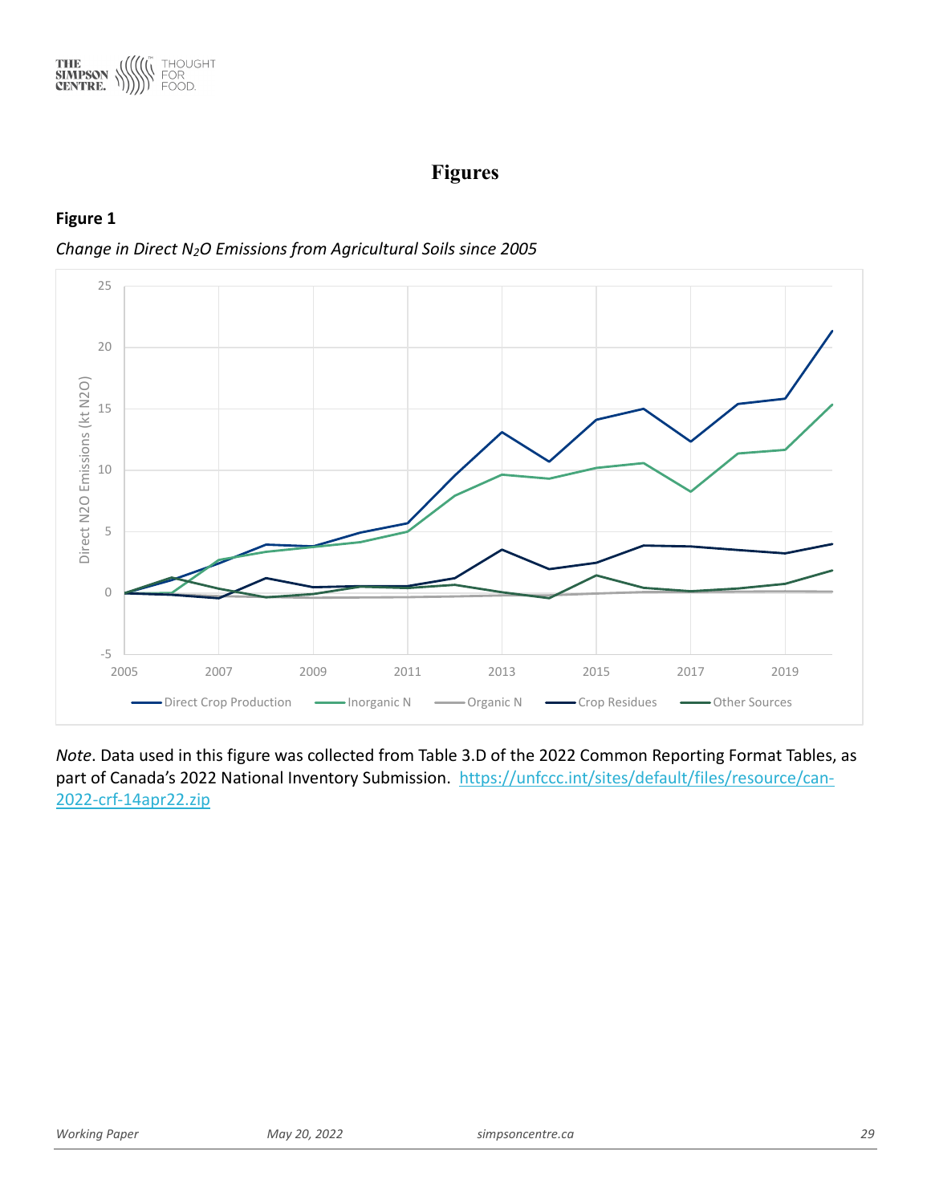# Figures

**Figure 1**

*Change in Direct $N_2O$ Emissions from Agricultural Soils since 2005*

*Note*. Data used in this figure was collected from Table 3.D of the 2022 Common Reporting Format Tables, as part of Canada's 2022 National Inventory Submission. https://unfccc.int/sites/default/files/resource/can-2022-crf-14apr22.zip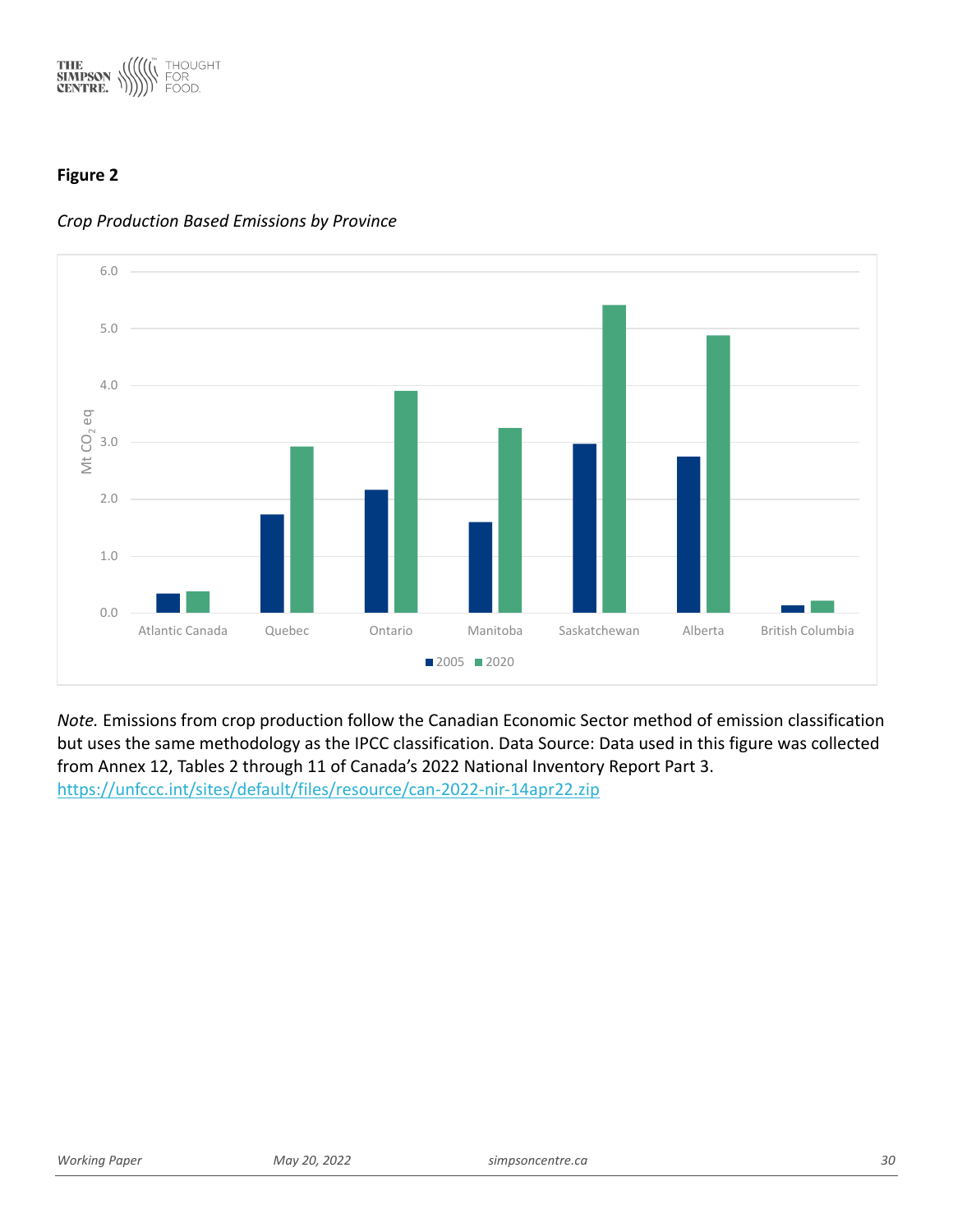**Figure 2**

*Crop Production Based Emissions by Province*

*Note.* Emissions from crop production follow the Canadian Economic Sector method of emission classification but uses the same methodology as the IPCC classification. Data Source: Data used in this figure was collected from Annex 12, Tables 2 through 11 of Canada's 2022 National Inventory Report Part 3. https://unfccc.int/sites/default/files/resource/can-2022-nir-14apr22.zip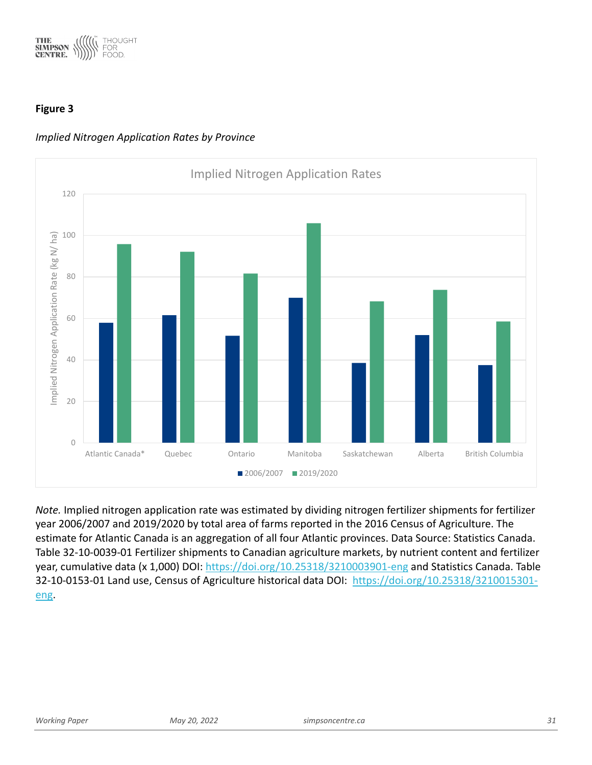**Figure 3**

*Implied Nitrogen Application Rates by Province*

*Note.* Implied nitrogen application rate was estimated by dividing nitrogen fertilizer shipments for fertilizer year 2006/2007 and 2019/2020 by total area of farms reported in the 2016 Census of Agriculture. The estimate for Atlantic Canada is an aggregation of all four Atlantic provinces. Data Source: Statistics Canada. Table 32-10-0039-01 Fertilizer shipments to Canadian agriculture markets, by nutrient content and fertilizer year, cumulative data (x 1,000) DOI: https://doi.org/10.25318/3210003901-eng and Statistics Canada. Table 32-10-0153-01 Land use, Census of Agriculture historical data DOI: https://doi.org/10.25318/3210015301-eng.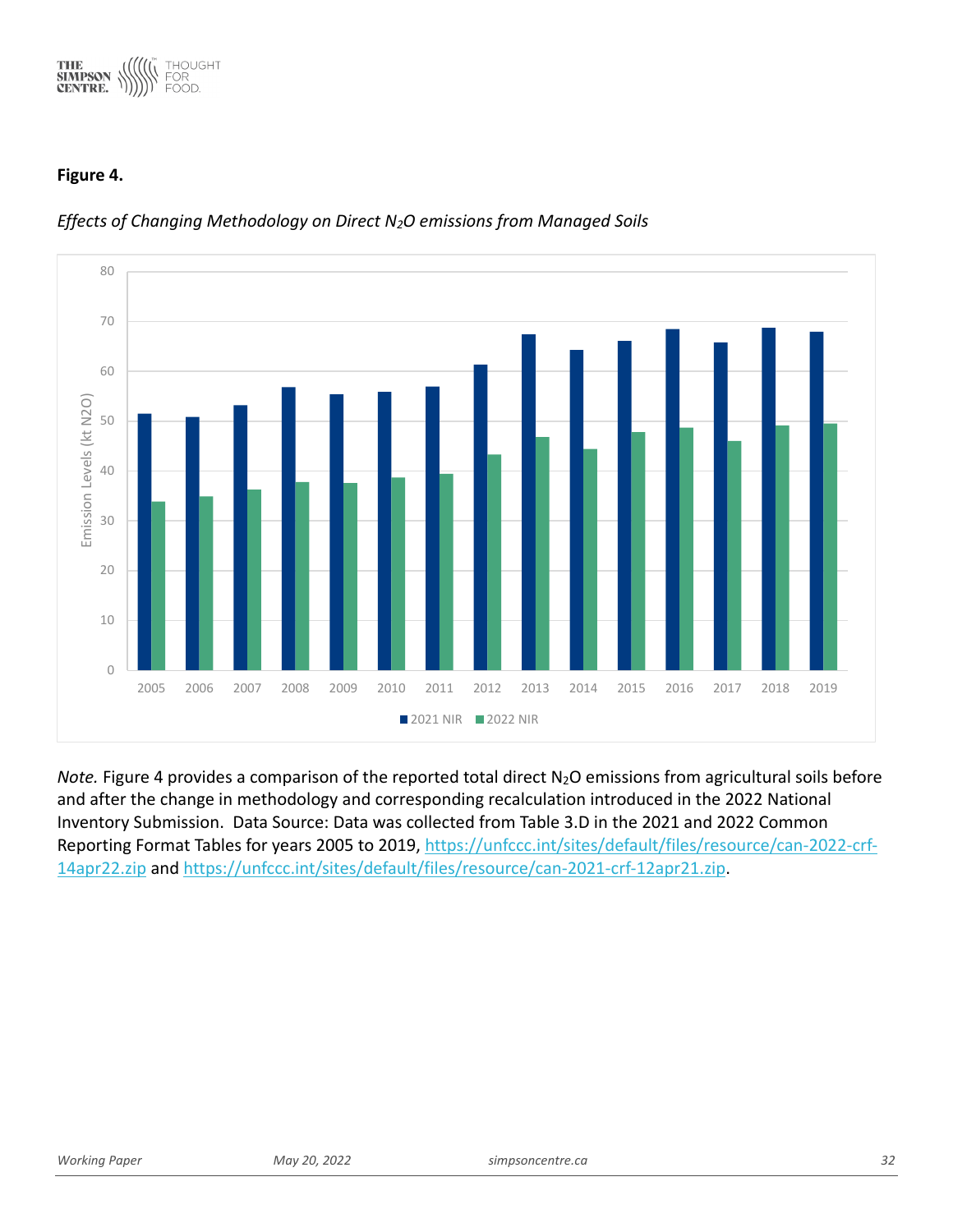**Figure 4.**

*Effects of Changing Methodology on Direct $N_2O$ emissions from Managed Soils*

*Note.* Figure 4 provides a comparison of the reported total direct $N_2O$ emissions from agricultural soils before and after the change in methodology and corresponding recalculation introduced in the 2022 National Inventory Submission. Data Source: Data was collected from Table 3.D in the 2021 and 2022 Common Reporting Format Tables for years 2005 to 2019, https://unfccc.int/sites/default/files/resource/can-2022-crf-14apr22.zip and https://unfccc.int/sites/default/files/resource/can-2021-crf-12apr21.zip.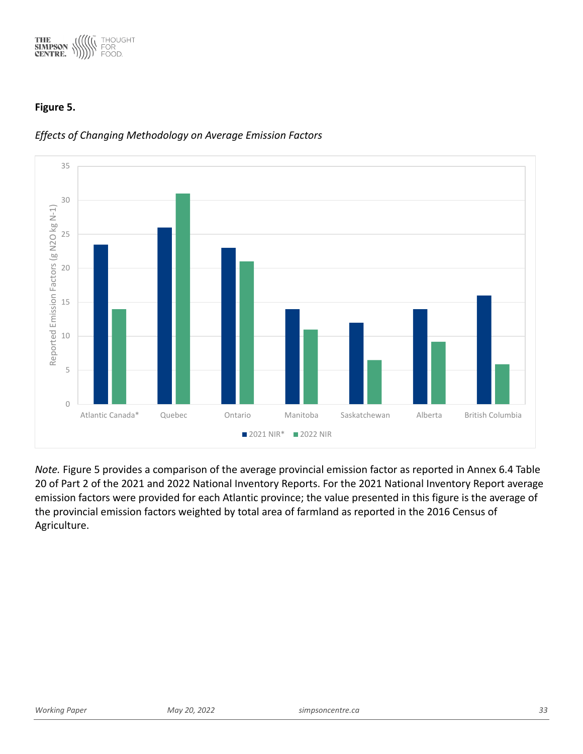**Figure 5.**

*Effects of Changing Methodology on Average Emission Factors*

*Note.* Figure 5 provides a comparison of the average provincial emission factor as reported in Annex 6.4 Table 20 of Part 2 of the 2021 and 2022 National Inventory Reports. For the 2021 National Inventory Report average emission factors were provided for each Atlantic province; the value presented in this figure is the average of the provincial emission factors weighted by total area of farmland as reported in the 2016 Census of Agriculture.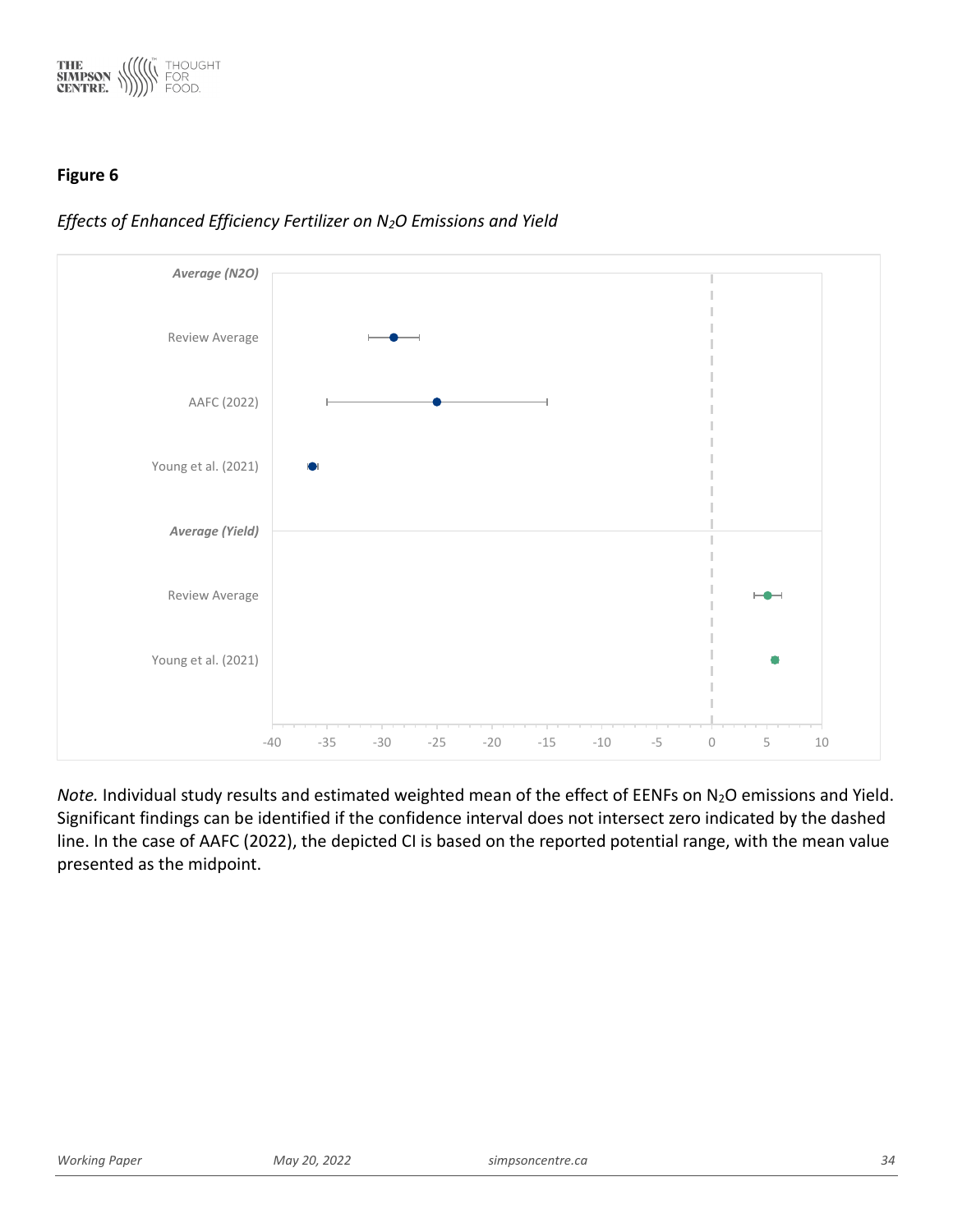**Figure 6**

*Effects of Enhanced Efficiency Fertilizer on $N_2O$ Emissions and Yield*

*Note.* Individual study results and estimated weighted mean of the effect of EENFs on $N_2O$ emissions and Yield. Significant findings can be identified if the confidence interval does not intersect zero indicated by the dashed line. In the case of AAFC (2022), the depicted CI is based on the reported potential range, with the mean value presented as the midpoint.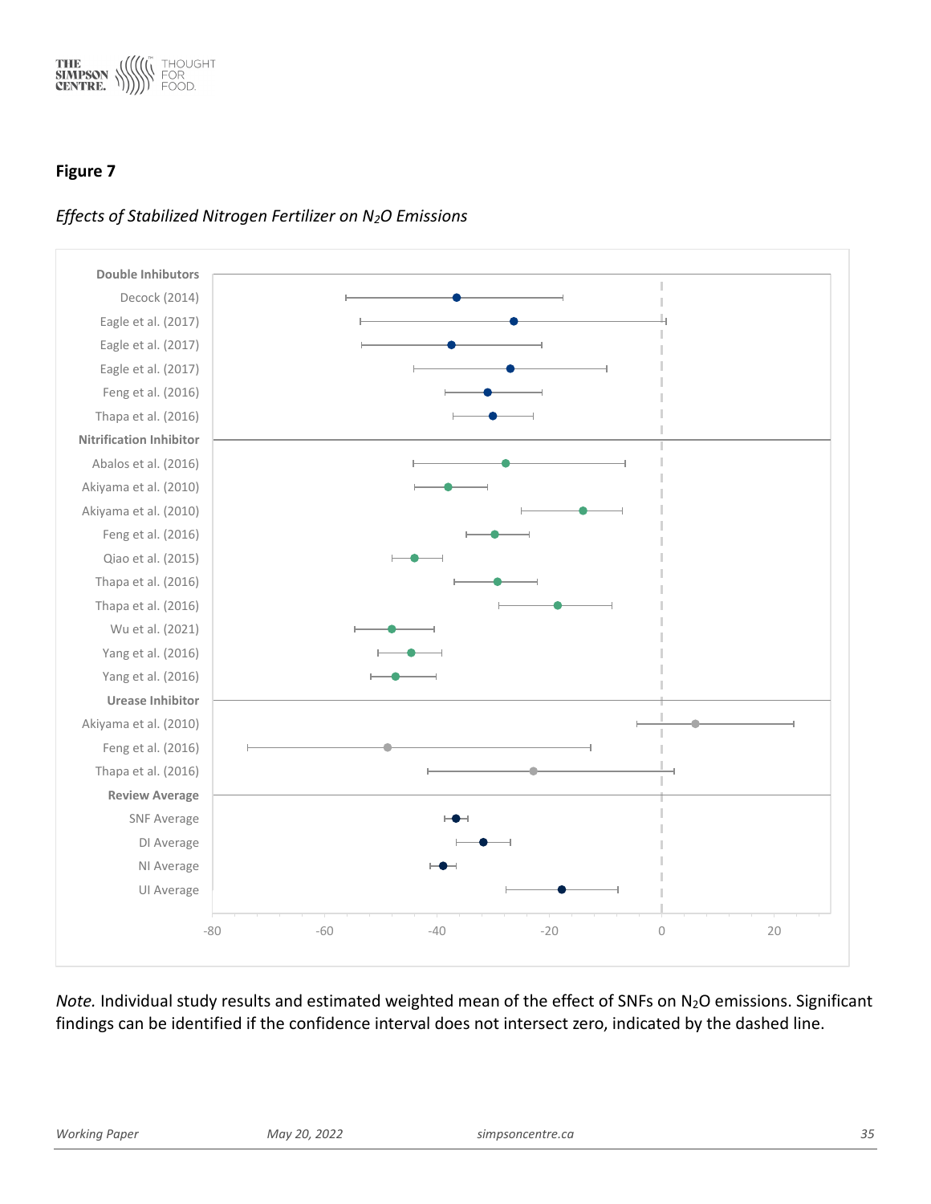**Figure 7**

*Effects of Stabilized Nitrogen Fertilizer on $N_2O$ Emissions*

*Note.* Individual study results and estimated weighted mean of the effect of SNFs on $N_2O$ emissions. Significant findings can be identified if the confidence interval does not intersect zero, indicated by the dashed line.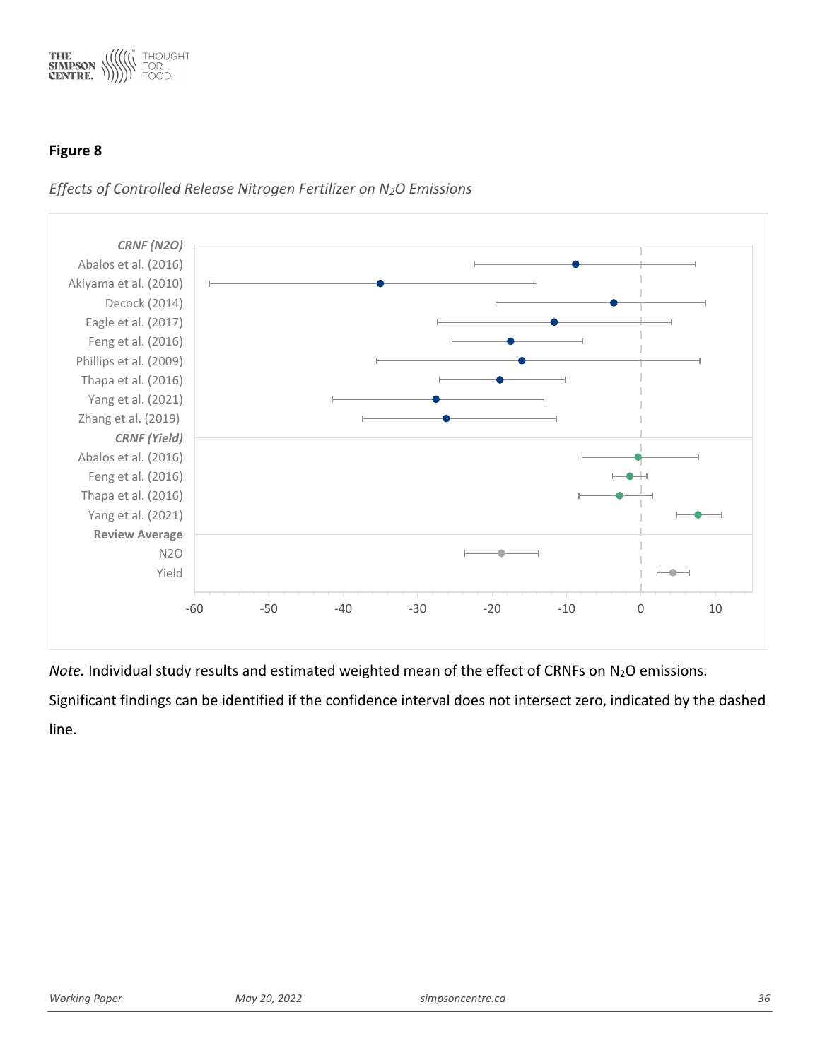**Figure 8**

*Effects of Controlled Release Nitrogen Fertilizer on $N_2O$ Emissions*

*CRNF (N2O)*

Abalos et al. (2016)
Akiyama et al. (2010)
Decock (2014)
Eagle et al. (2017)
Feng et al. (2016)
Phillips et al. (2009)
Thapa et al. (2016)
Yang et al. (2021)
Zhang et al. (2019)

*CRNF (Yield)*

Abalos et al. (2016)
Feng et al. (2016)
Thapa et al. (2016)
Yang et al. (2021)

**Review Average**

N2O
Yield

-60 -50 -40 -30 -20 -10 0 10

*Note.* Individual study results and estimated weighted mean of the effect of CRNFs on $N_2O$ emissions. Significant findings can be identified if the confidence interval does not intersect zero, indicated by the dashed line.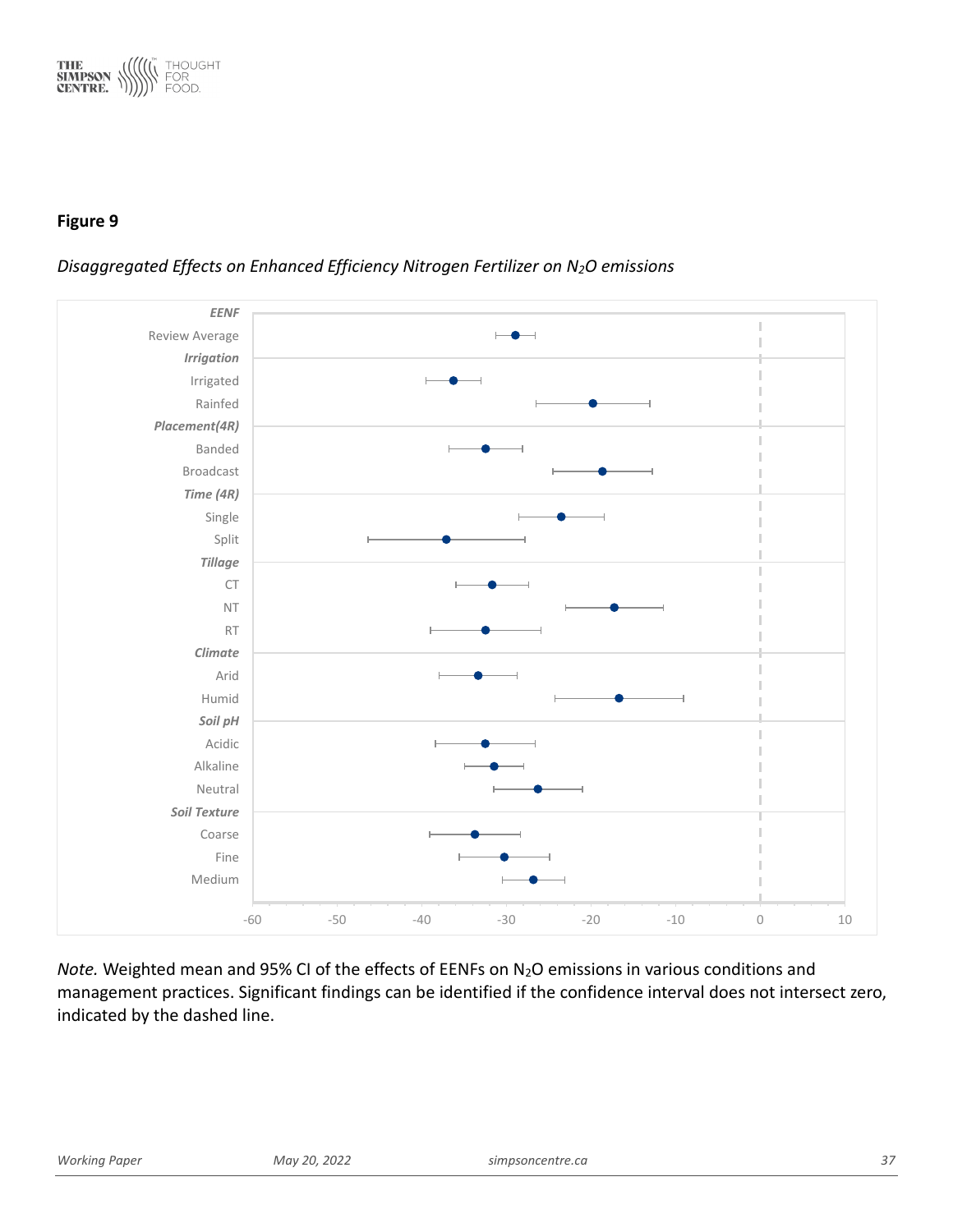**Figure 9**

*Disaggregated Effects on Enhanced Efficiency Nitrogen Fertilizer on $N_2O$ emissions*

*Note.* Weighted mean and 95% CI of the effects of EENFs on $N_2O$ emissions in various conditions and management practices. Significant findings can be identified if the confidence interval does not intersect zero, indicated by the dashed line.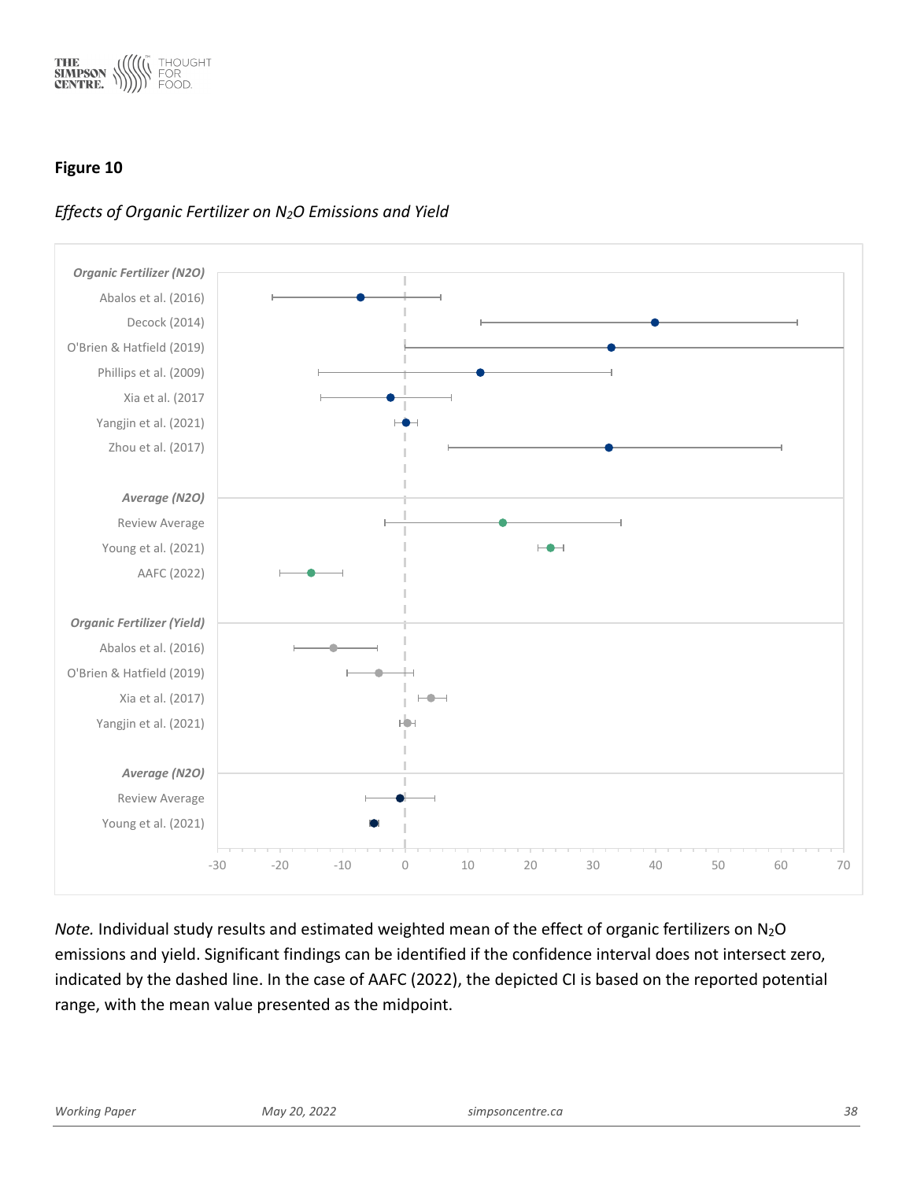**Figure 10**

*Effects of Organic Fertilizer on $N_2O$ Emissions and Yield*

*Note.* Individual study results and estimated weighted mean of the effect of organic fertilizers on $N_2O$ emissions and yield. Significant findings can be identified if the confidence interval does not intersect zero, indicated by the dashed line. In the case of AAFC (2022), the depicted CI is based on the reported potential range, with the mean value presented as the midpoint.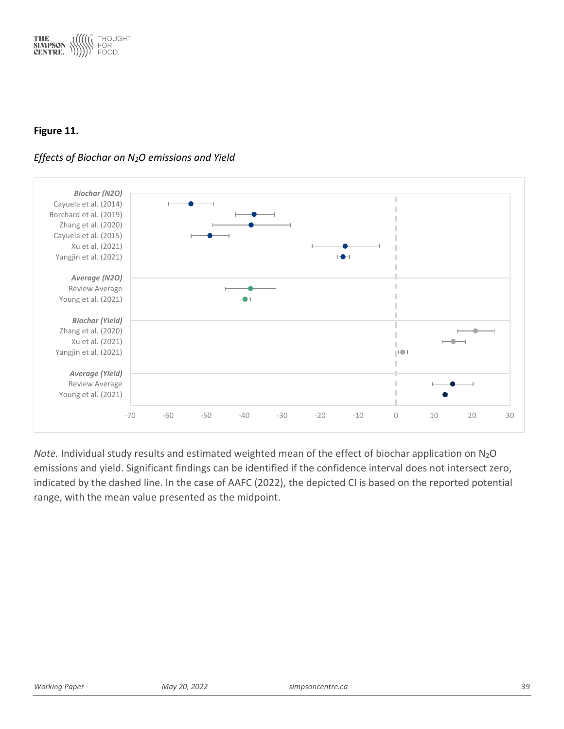**Figure 11.**

*Effects of Biochar on $N_2O$ emissions and Yield*

*Note.* Individual study results and estimated weighted mean of the effect of biochar application on $N_2O$ emissions and yield. Significant findings can be identified if the confidence interval does not intersect zero, indicated by the dashed line. In the case of AAFC (2022), the depicted CI is based on the reported potential range, with the mean value presented as the midpoint.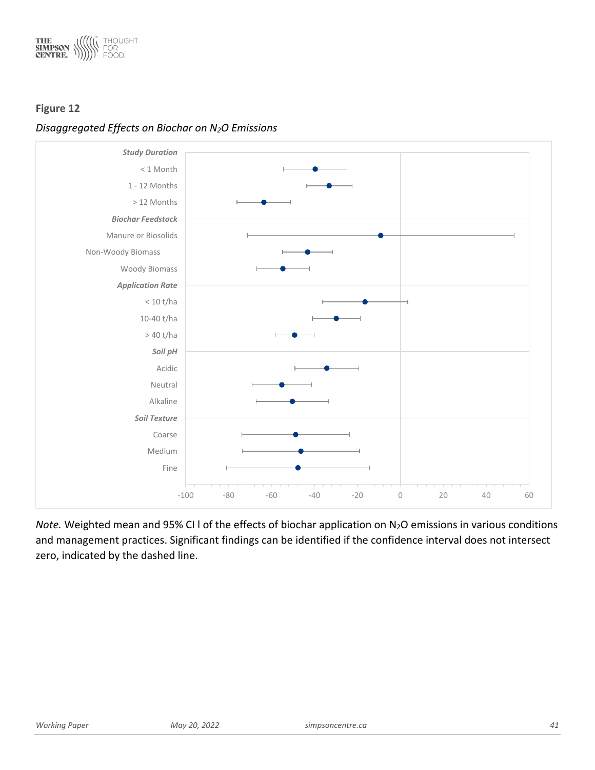**Figure 12**

*Disaggregated Effects on Biochar on $N_2O$ Emissions*

| Category | Approx. weighted mean (%) | Approx. 95% CI (%) |
|---|---|---|
| ***Study Duration*** | | |
| < 1 Month | -40 | -55 to -25 |
| 1 - 12 Months | -33 | -44 to -22 |
| > 12 Months | -64 | -76 to -51 |
| ***Biochar Feedstock*** | | |
| Manure or Biosolids | -9 | -72 to 53 |
| Non-Woody Biomass | -43 | -55 to -32 |
| Woody Biomass | -55 | -67 to -42 |
| ***Application Rate*** | | |
| < 10 t/ha | -16 | -36 to 4 |
| 10-40 t/ha | -30 | -41 to -18 |
| > 40 t/ha | -49 | -58 to -40 |
| ***Soil pH*** | | |
| Acidic | -34 | -49 to -19 |
| Neutral | -55 | -69 to -41 |
| Alkaline | -50 | -67 to -33 |
| ***Soil Texture*** | | |
| Coarse | -49 | -74 to -24 |
| Medium | -46 | -74 to -19 |
| Fine | -48 | -81 to -14 |

Values are approximate readings from the original chart (x-axis range -100 to 60).

*Note.* Weighted mean and 95% CI l of the effects of biochar application on $N_2O$ emissions in various conditions and management practices. Significant findings can be identified if the confidence interval does not intersect zero, indicated by the dashed line.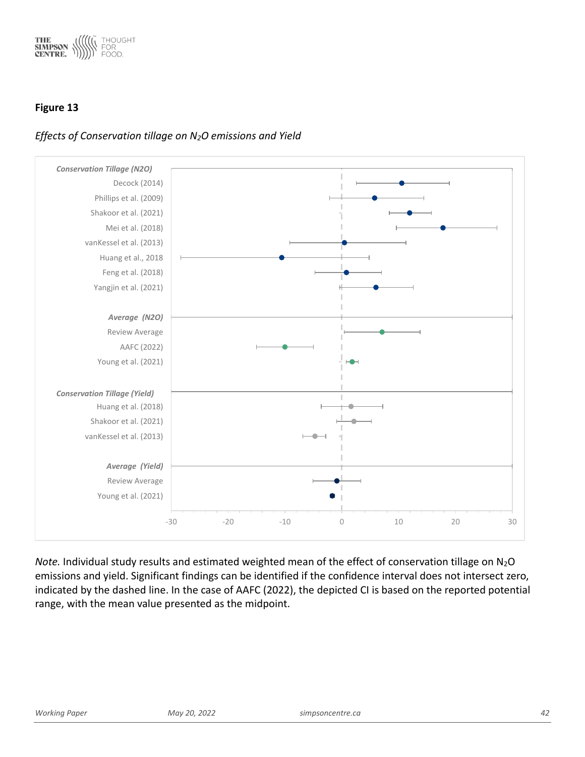**Figure 13**

*Effects of Conservation tillage on $N_2O$ emissions and Yield*

*Note.* Individual study results and estimated weighted mean of the effect of conservation tillage on $N_2O$ emissions and yield. Significant findings can be identified if the confidence interval does not intersect zero, indicated by the dashed line. In the case of AAFC (2022), the depicted CI is based on the reported potential range, with the mean value presented as the midpoint.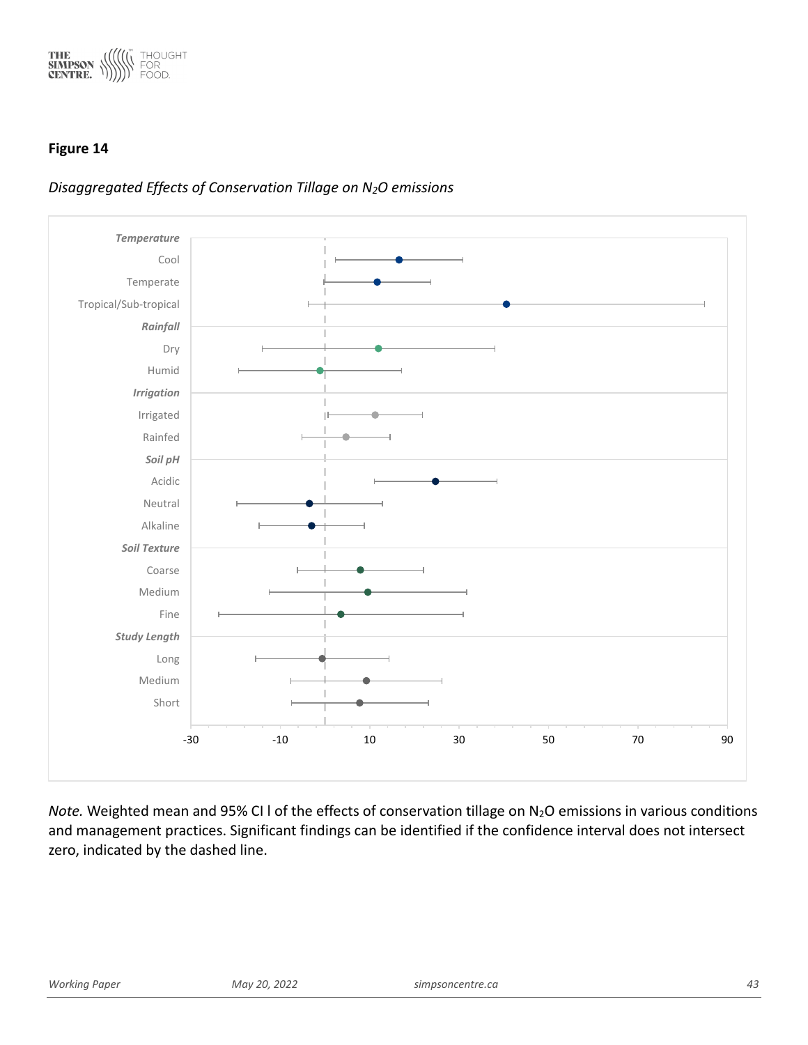**Figure 14**

*Disaggregated Effects of Conservation Tillage on $N_2O$ emissions*

*Note.* Weighted mean and 95% CI l of the effects of conservation tillage on $N_2O$ emissions in various conditions and management practices. Significant findings can be identified if the confidence interval does not intersect zero, indicated by the dashed line.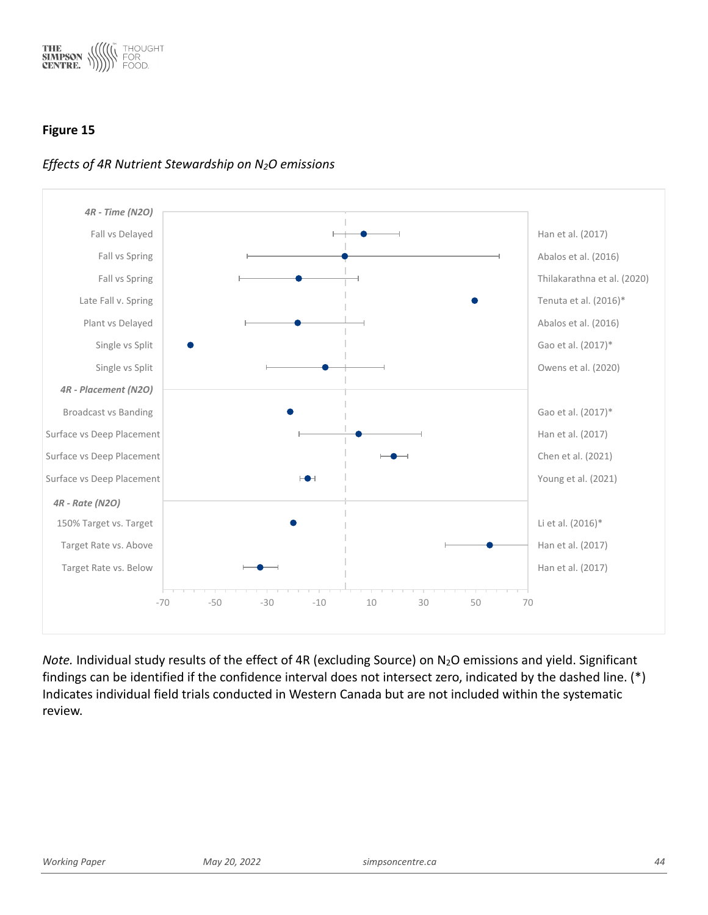**Figure 15**

*Effects of 4R Nutrient Stewardship on $N_2O$ emissions*

| Comparison | Study |
|---|---|
| ***4R - Time (N2O)*** | |
| Fall vs Delayed | Han et al. (2017) |
| Fall vs Spring | Abalos et al. (2016) |
| Fall vs Spring | Thilakarathna et al. (2020) |
| Late Fall v. Spring | Tenuta et al. (2016)* |
| Plant vs Delayed | Abalos et al. (2016) |
| Single vs Split | Gao et al. (2017)* |
| Single vs Split | Owens et al. (2020) |
| ***4R - Placement (N2O)*** | |
| Broadcast vs Banding | Gao et al. (2017)* |
| Surface vs Deep Placement | Han et al. (2017) |
| Surface vs Deep Placement | Chen et al. (2021) |
| Surface vs Deep Placement | Young et al. (2021) |
| ***4R - Rate (N2O)*** | |
| 150% Target vs. Target | Li et al. (2016)* |
| Target Rate vs. Above | Han et al. (2017) |
| Target Rate vs. Below | Han et al. (2017) |

*Note.* Individual study results of the effect of 4R (excluding Source) on $N_2O$ emissions and yield. Significant findings can be identified if the confidence interval does not intersect zero, indicated by the dashed line. (*) Indicates individual field trials conducted in Western Canada but are not included within the systematic review.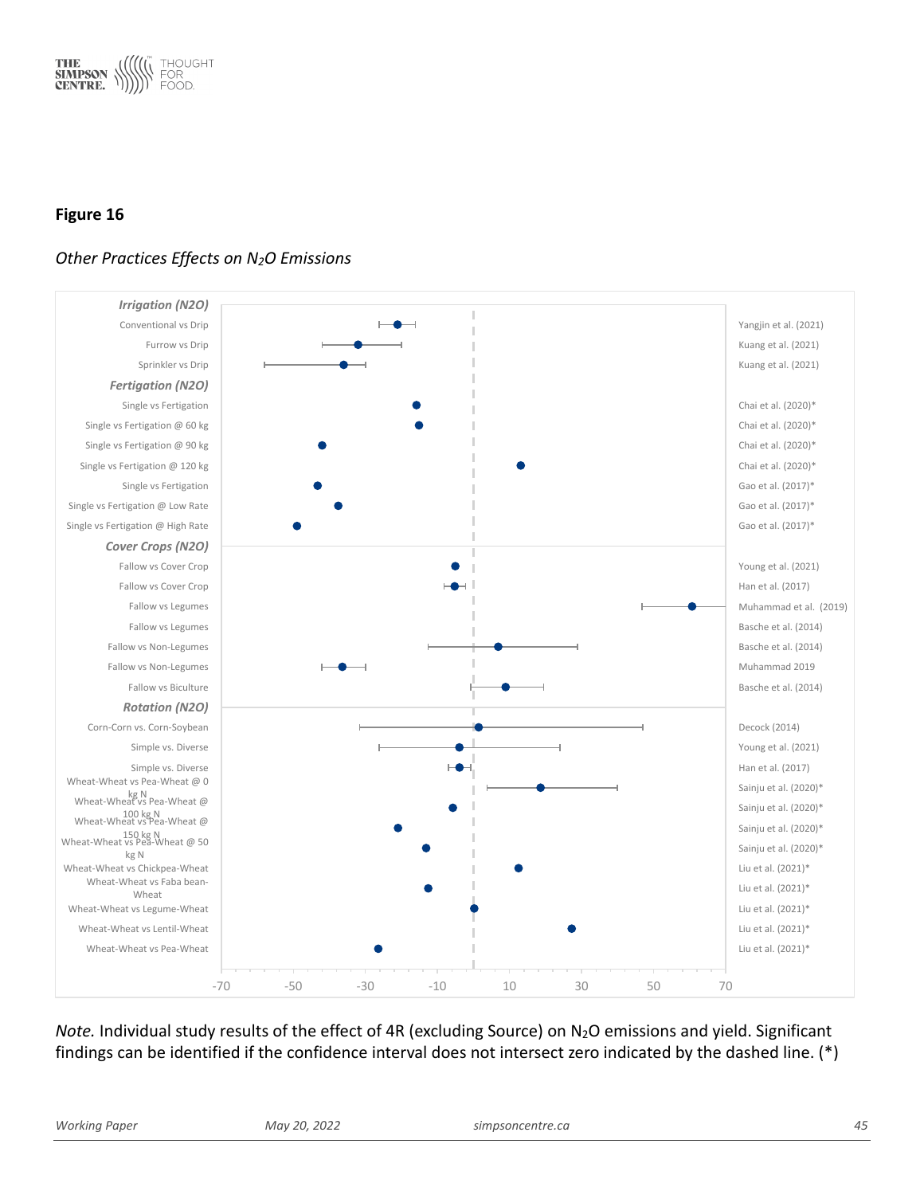**Figure 16**

*Other Practices Effects on $N_2O$ Emissions*

| Practice | Study |
| --- | --- |
| ***Irrigation (N2O)*** | |
| Conventional vs Drip | Yangjin et al. (2021) |
| Furrow vs Drip | Kuang et al. (2021) |
| Sprinkler vs Drip | Kuang et al. (2021) |
| ***Fertigation (N2O)*** | |
| Single vs Fertigation | Chai et al. (2020)* |
| Single vs Fertigation @ 60 kg | Chai et al. (2020)* |
| Single vs Fertigation @ 90 kg | Chai et al. (2020)* |
| Single vs Fertigation @ 120 kg | Chai et al. (2020)* |
| Single vs Fertigation | Gao et al. (2017)* |
| Single vs Fertigation @ Low Rate | Gao et al. (2017)* |
| Single vs Fertigation @ High Rate | Gao et al. (2017)* |
| ***Cover Crops (N2O)*** | |
| Fallow vs Cover Crop | Young et al. (2021) |
| Fallow vs Cover Crop | Han et al. (2017) |
| Fallow vs Legumes | Muhammad et al. (2019) |
| Fallow vs Legumes | Basche et al. (2014) |
| Fallow vs Non-Legumes | Basche et al. (2014) |
| Fallow vs Non-Legumes | Muhammad 2019 |
| Fallow vs Biculture | Basche et al. (2014) |
| ***Rotation (N2O)*** | |
| Corn-Corn vs. Corn-Soybean | Decock (2014) |
| Simple vs. Diverse | Young et al. (2021) |
| Simple vs. Diverse | Han et al. (2017) |
| Wheat-Wheat vs Pea-Wheat @ 0 kg N | Sainju et al. (2020)* |
| Wheat-Wheat vs Pea-Wheat @ 100 kg N | Sainju et al. (2020)* |
| Wheat-Wheat vs Pea-Wheat @ 150 kg N | Sainju et al. (2020)* |
| Wheat-Wheat vs Pea-Wheat @ 50 kg N | Sainju et al. (2020)* |
| Wheat-Wheat vs Chickpea-Wheat | Liu et al. (2021)* |
| Wheat-Wheat vs Faba bean-Wheat | Liu et al. (2021)* |
| Wheat-Wheat vs Legume-Wheat | Liu et al. (2021)* |
| Wheat-Wheat vs Lentil-Wheat | Liu et al. (2021)* |
| Wheat-Wheat vs Pea-Wheat | Liu et al. (2021)* |

*Note.* Individual study results of the effect of 4R (excluding Source) on $N_2O$ emissions and yield. Significant findings can be identified if the confidence interval does not intersect zero indicated by the dashed line. (*)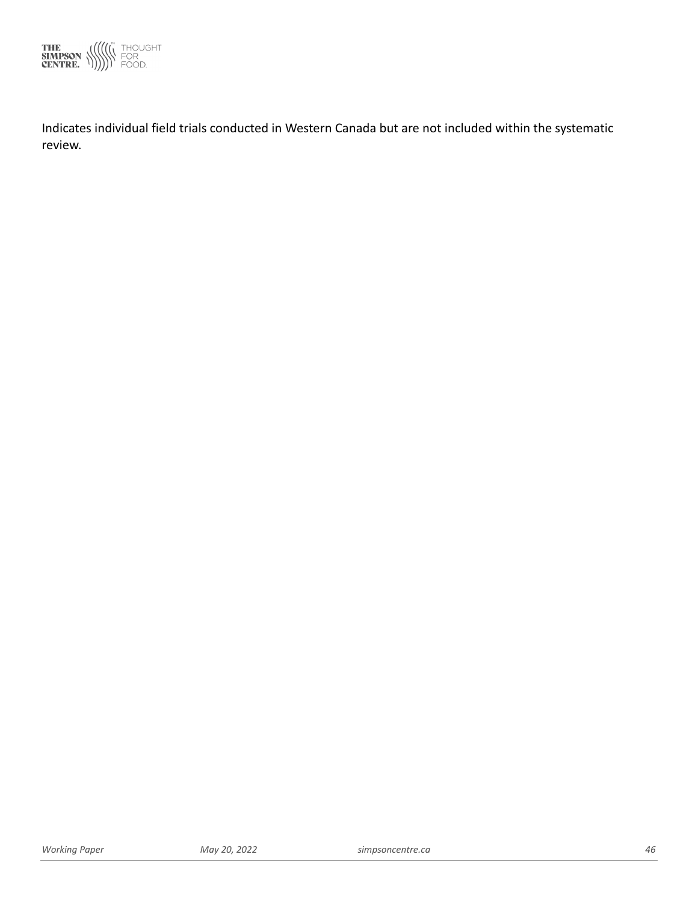Indicates individual field trials conducted in Western Canada but are not included within the systematic review.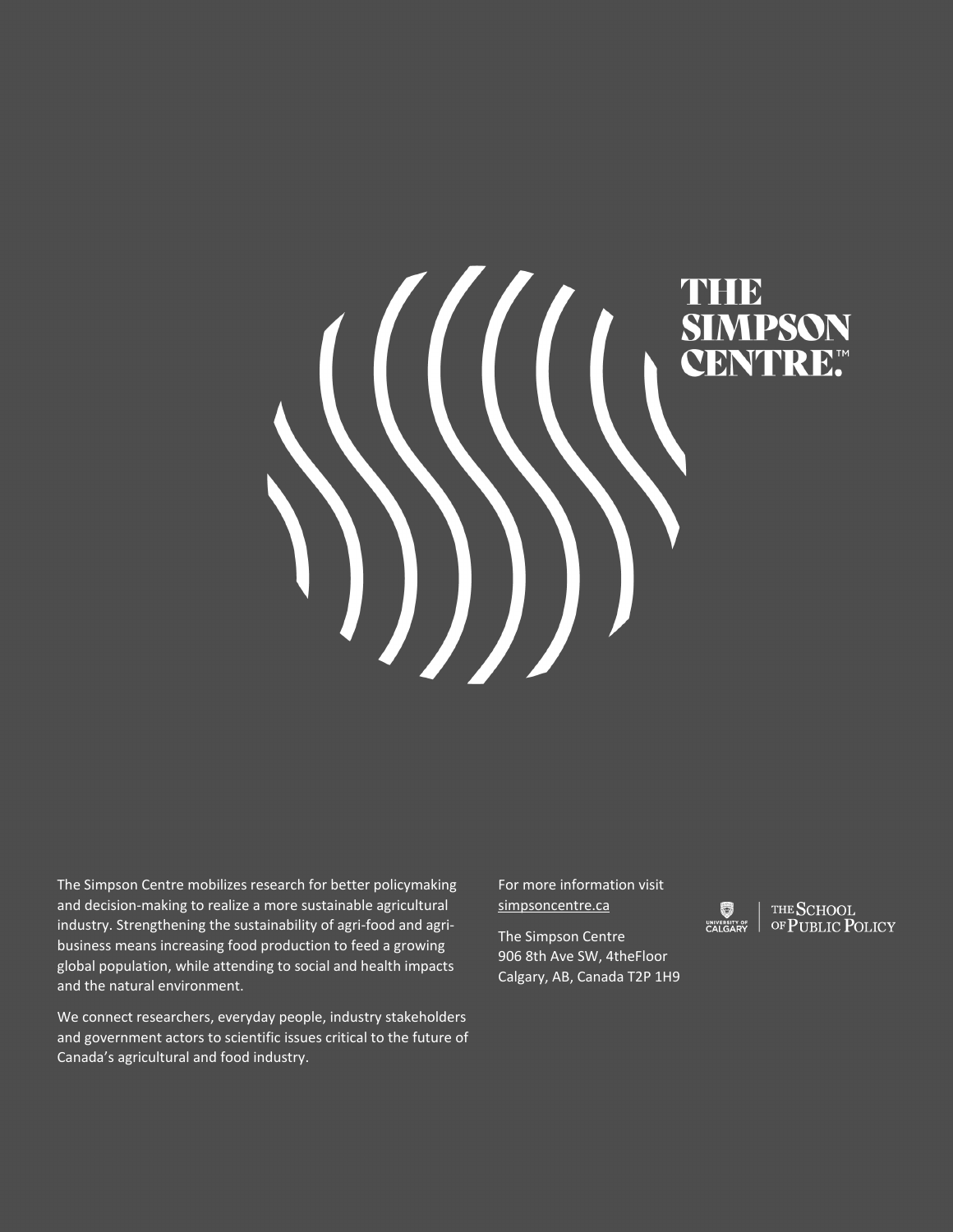THE SIMPSON CENTRE.™

The Simpson Centre mobilizes research for better policymaking and decision-making to realize a more sustainable agricultural industry. Strengthening the sustainability of agri-food and agri-business means increasing food production to feed a growing global population, while attending to social and health impacts and the natural environment.

We connect researchers, everyday people, industry stakeholders and government actors to scientific issues critical to the future of Canada's agricultural and food industry.

For more information visit simpsoncentre.ca

The Simpson Centre
906 8th Ave SW, 4theFloor
Calgary, AB, Canada T2P 1H9

UNIVERSITY OF CALGARY | THE SCHOOL OF PUBLIC POLICY